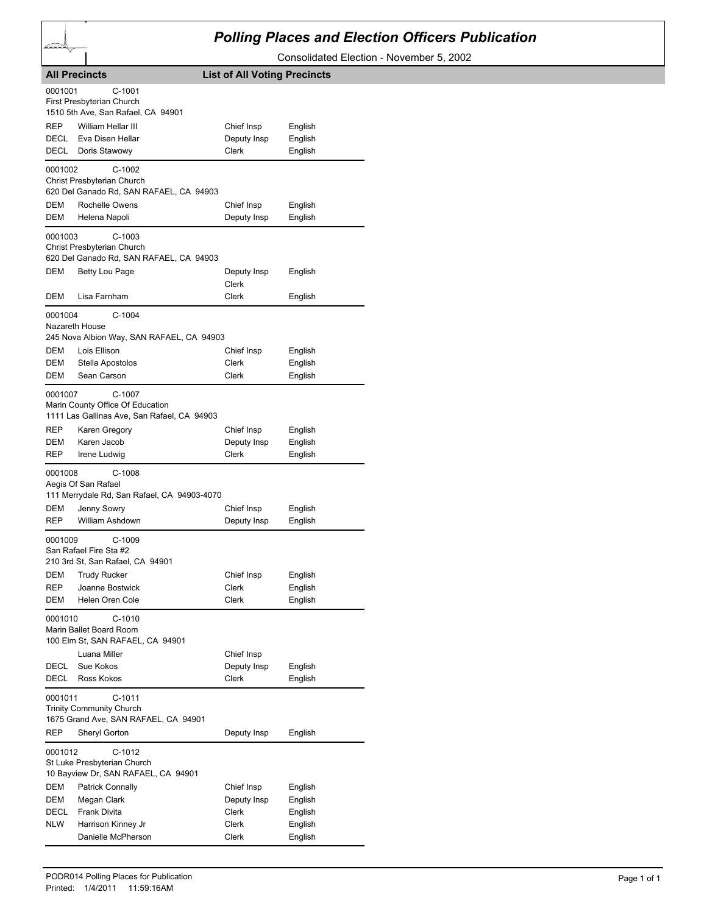# Polling Places and Election Officers Publication

Consolidated Election - November 5, 2002

**All Precincts** **List of All Voting Precincts**

0001001 C-1001
First Presbyterian Church
1510 5th Ave, San Rafael, CA 94901

| | | | |
|---|---|---|---|
| REP | William Hellar III | Chief Insp | English |
| DECL | Eva Disen Hellar | Deputy Insp | English |
| DECL | Doris Stawowy | Clerk | English |

0001002 C-1002
Christ Presbyterian Church
620 Del Ganado Rd, SAN RAFAEL, CA 94903

| | | | |
|---|---|---|---|
| DEM | Rochelle Owens | Chief Insp | English |
| DEM | Helena Napoli | Deputy Insp | English |

0001003 C-1003
Christ Presbyterian Church
620 Del Ganado Rd, SAN RAFAEL, CA 94903

| | | | |
|---|---|---|---|
| DEM | Betty Lou Page | Deputy Insp<br>Clerk | English |
| DEM | Lisa Farnham | Clerk | English |

0001004 C-1004
Nazareth House
245 Nova Albion Way, SAN RAFAEL, CA 94903

| | | | |
|---|---|---|---|
| DEM | Lois Ellison | Chief Insp | English |
| DEM | Stella Apostolos | Clerk | English |
| DEM | Sean Carson | Clerk | English |

0001007 C-1007
Marin County Office Of Education
1111 Las Gallinas Ave, San Rafael, CA 94903

| | | | |
|---|---|---|---|
| REP | Karen Gregory | Chief Insp | English |
| DEM | Karen Jacob | Deputy Insp | English |
| REP | Irene Ludwig | Clerk | English |

0001008 C-1008
Aegis Of San Rafael
111 Merrydale Rd, San Rafael, CA 94903-4070

| | | | |
|---|---|---|---|
| DEM | Jenny Sowry | Chief Insp | English |
| REP | William Ashdown | Deputy Insp | English |

0001009 C-1009
San Rafael Fire Sta #2
210 3rd St, San Rafael, CA 94901

| | | | |
|---|---|---|---|
| DEM | Trudy Rucker | Chief Insp | English |
| REP | Joanne Bostwick | Clerk | English |
| DEM | Helen Oren Cole | Clerk | English |

0001010 C-1010
Marin Ballet Board Room
100 Elm St, SAN RAFAEL, CA 94901

| | | | |
|---|---|---|---|
| | Luana Miller | Chief Insp | |
| DECL | Sue Kokos | Deputy Insp | English |
| DECL | Ross Kokos | Clerk | English |

0001011 C-1011
Trinity Community Church
1675 Grand Ave, SAN RAFAEL, CA 94901

| | | | |
|---|---|---|---|
| REP | Sheryl Gorton | Deputy Insp | English |

0001012 C-1012
St Luke Presbyterian Church
10 Bayview Dr, SAN RAFAEL, CA 94901

| | | | |
|---|---|---|---|
| DEM | Patrick Connally | Chief Insp | English |
| DEM | Megan Clark | Deputy Insp | English |
| DECL | Frank Divita | Clerk | English |
| NLW | Harrison Kinney Jr | Clerk | English |
| | Danielle McPherson | Clerk | English |

PODR014 Polling Places for Publication
Printed: 1/4/2011 11:59:16AM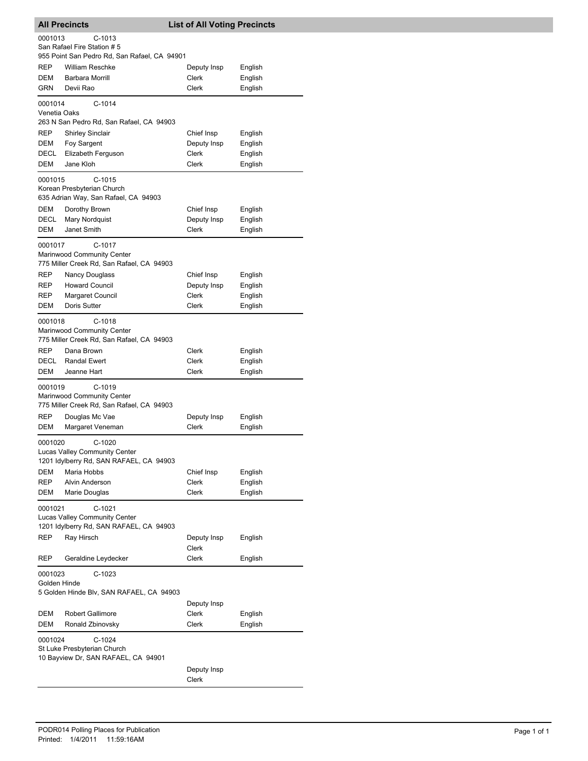## All Precincts — List of All Voting Precincts

**0001013 C-1013**
San Rafael Fire Station # 5
955 Point San Pedro Rd, San Rafael, CA 94901

| Party | Name | Position | Language |
|---|---|---|---|
| REP | William Reschke | Deputy Insp | English |
| DEM | Barbara Morrill | Clerk | English |
| GRN | Devii Rao | Clerk | English |

**0001014 C-1014**
Venetia Oaks
263 N San Pedro Rd, San Rafael, CA 94903

| Party | Name | Position | Language |
|---|---|---|---|
| REP | Shirley Sinclair | Chief Insp | English |
| DEM | Foy Sargent | Deputy Insp | English |
| DECL | Elizabeth Ferguson | Clerk | English |
| DEM | Jane Kloh | Clerk | English |

**0001015 C-1015**
Korean Presbyterian Church
635 Adrian Way, San Rafael, CA 94903

| Party | Name | Position | Language |
|---|---|---|---|
| DEM | Dorothy Brown | Chief Insp | English |
| DECL | Mary Nordquist | Deputy Insp | English |
| DEM | Janet Smith | Clerk | English |

**0001017 C-1017**
Marinwood Community Center
775 Miller Creek Rd, San Rafael, CA 94903

| Party | Name | Position | Language |
|---|---|---|---|
| REP | Nancy Douglass | Chief Insp | English |
| REP | Howard Council | Deputy Insp | English |
| REP | Margaret Council | Clerk | English |
| DEM | Doris Sutter | Clerk | English |

**0001018 C-1018**
Marinwood Community Center
775 Miller Creek Rd, San Rafael, CA 94903

| Party | Name | Position | Language |
|---|---|---|---|
| REP | Dana Brown | Clerk | English |
| DECL | Randal Ewert | Clerk | English |
| DEM | Jeanne Hart | Clerk | English |

**0001019 C-1019**
Marinwood Community Center
775 Miller Creek Rd, San Rafael, CA 94903

| Party | Name | Position | Language |
|---|---|---|---|
| REP | Douglas Mc Vae | Deputy Insp | English |
| DEM | Margaret Veneman | Clerk | English |

**0001020 C-1020**
Lucas Valley Community Center
1201 Idylberry Rd, SAN RAFAEL, CA 94903

| Party | Name | Position | Language |
|---|---|---|---|
| DEM | Maria Hobbs | Chief Insp | English |
| REP | Alvin Anderson | Clerk | English |
| DEM | Marie Douglas | Clerk | English |

**0001021 C-1021**
Lucas Valley Community Center
1201 Idylberry Rd, SAN RAFAEL, CA 94903

| Party | Name | Position | Language |
|---|---|---|---|
| REP | Ray Hirsch | Deputy Insp | English |
| | | Clerk | |
| REP | Geraldine Leydecker | Clerk | English |

**0001023 C-1023**
Golden Hinde
5 Golden Hinde Blv, SAN RAFAEL, CA 94903

| Party | Name | Position | Language |
|---|---|---|---|
| | | Deputy Insp | |
| DEM | Robert Gallimore | Clerk | English |
| DEM | Ronald Zbinovsky | Clerk | English |

**0001024 C-1024**
St Luke Presbyterian Church
10 Bayview Dr, SAN RAFAEL, CA 94901

| Party | Name | Position | Language |
|---|---|---|---|
| | | Deputy Insp | |
| | | Clerk | |

PODR014 Polling Places for Publication
Printed: 1/4/2011 11:59:16AM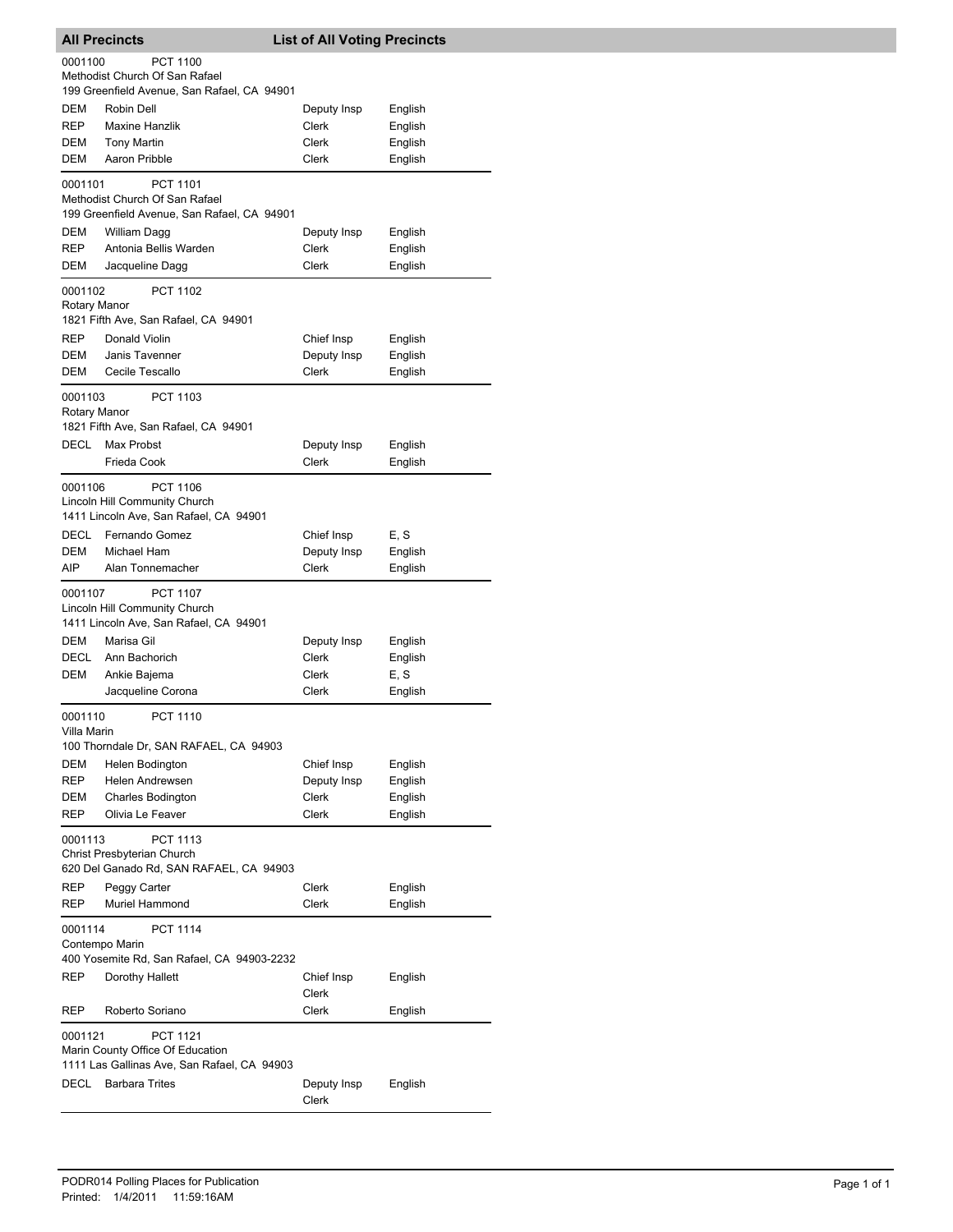## All Precincts — List of All Voting Precincts

**0001100** PCT 1100
Methodist Church Of San Rafael
199 Greenfield Avenue, San Rafael, CA 94901

| | | | |
|---|---|---|---|
| DEM | Robin Dell | Deputy Insp | English |
| REP | Maxine Hanzlik | Clerk | English |
| DEM | Tony Martin | Clerk | English |
| DEM | Aaron Pribble | Clerk | English |

**0001101** PCT 1101
Methodist Church Of San Rafael
199 Greenfield Avenue, San Rafael, CA 94901

| | | | |
|---|---|---|---|
| DEM | William Dagg | Deputy Insp | English |
| REP | Antonia Bellis Warden | Clerk | English |
| DEM | Jacqueline Dagg | Clerk | English |

**0001102** PCT 1102
Rotary Manor
1821 Fifth Ave, San Rafael, CA 94901

| | | | |
|---|---|---|---|
| REP | Donald Violin | Chief Insp | English |
| DEM | Janis Tavenner | Deputy Insp | English |
| DEM | Cecile Tescallo | Clerk | English |

**0001103** PCT 1103
Rotary Manor
1821 Fifth Ave, San Rafael, CA 94901

| | | | |
|---|---|---|---|
| DECL | Max Probst | Deputy Insp | English |
| | Frieda Cook | Clerk | English |

**0001106** PCT 1106
Lincoln Hill Community Church
1411 Lincoln Ave, San Rafael, CA 94901

| | | | |
|---|---|---|---|
| DECL | Fernando Gomez | Chief Insp | E, S |
| DEM | Michael Ham | Deputy Insp | English |
| AIP | Alan Tonnemacher | Clerk | English |

**0001107** PCT 1107
Lincoln Hill Community Church
1411 Lincoln Ave, San Rafael, CA 94901

| | | | |
|---|---|---|---|
| DEM | Marisa Gil | Deputy Insp | English |
| DECL | Ann Bachorich | Clerk | English |
| DEM | Ankie Bajema | Clerk | E, S |
| | Jacqueline Corona | Clerk | English |

**0001110** PCT 1110
Villa Marin
100 Thorndale Dr, SAN RAFAEL, CA 94903

| | | | |
|---|---|---|---|
| DEM | Helen Bodington | Chief Insp | English |
| REP | Helen Andrewsen | Deputy Insp | English |
| DEM | Charles Bodington | Clerk | English |
| REP | Olivia Le Feaver | Clerk | English |

**0001113** PCT 1113
Christ Presbyterian Church
620 Del Ganado Rd, SAN RAFAEL, CA 94903

| | | | |
|---|---|---|---|
| REP | Peggy Carter | Clerk | English |
| REP | Muriel Hammond | Clerk | English |

**0001114** PCT 1114
Contempo Marin
400 Yosemite Rd, San Rafael, CA 94903-2232

| | | | |
|---|---|---|---|
| REP | Dorothy Hallett | Chief Insp | English |
| | | Clerk | |
| REP | Roberto Soriano | Clerk | English |

**0001121** PCT 1121
Marin County Office Of Education
1111 Las Gallinas Ave, San Rafael, CA 94903

| | | | |
|---|---|---|---|
| DECL | Barbara Trites | Deputy Insp | English |
| | | Clerk | |

PODR014 Polling Places for Publication
Printed: 1/4/2011 11:59:16AM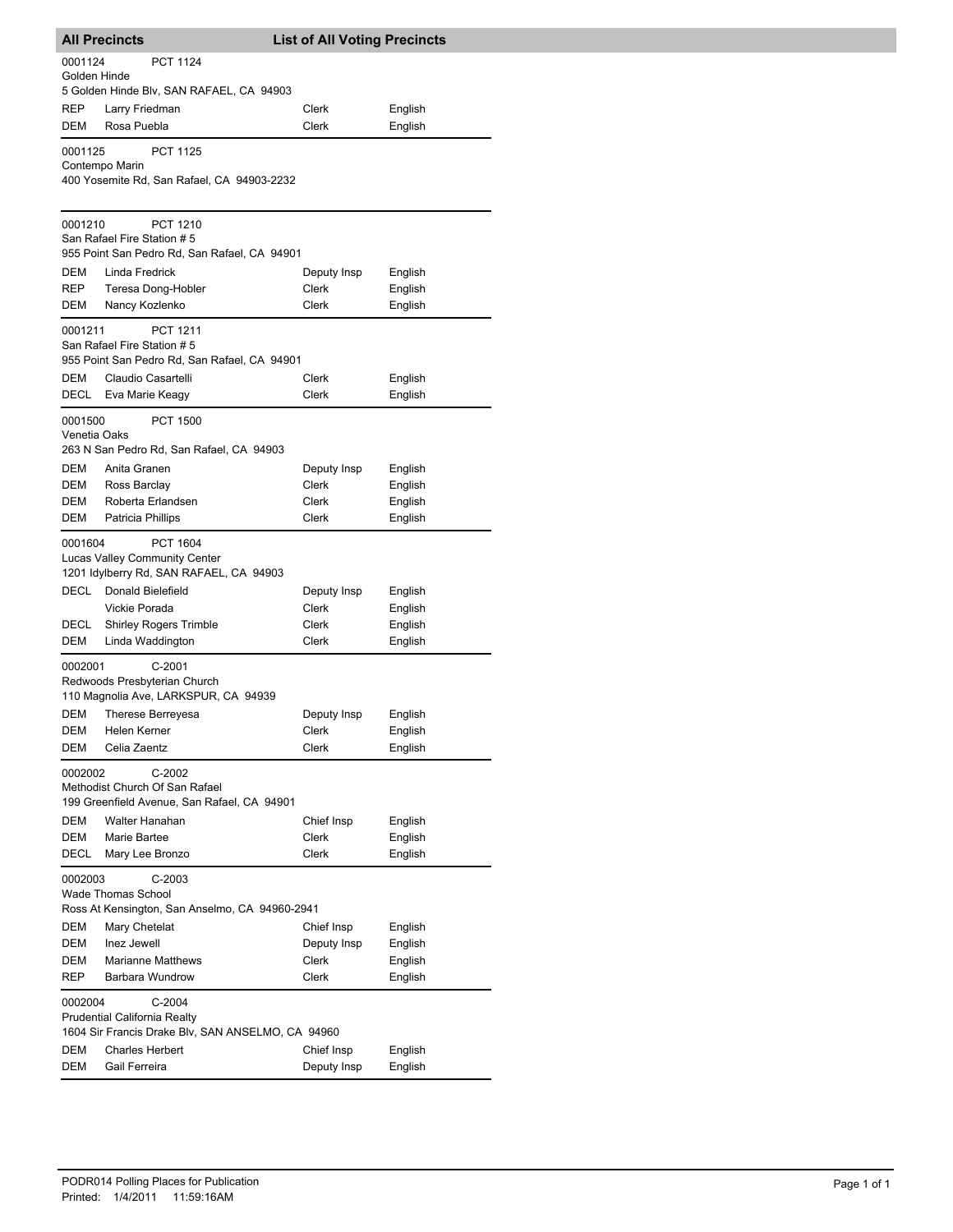## All Precincts — List of All Voting Precincts

**0001124** PCT 1124
Golden Hinde
5 Golden Hinde Blv, SAN RAFAEL, CA 94903

| Party | Name | Position | Language |
|---|---|---|---|
| REP | Larry Friedman | Clerk | English |
| DEM | Rosa Puebla | Clerk | English |

**0001125** PCT 1125
Contempo Marin
400 Yosemite Rd, San Rafael, CA 94903-2232

**0001210** PCT 1210
San Rafael Fire Station # 5
955 Point San Pedro Rd, San Rafael, CA 94901

| Party | Name | Position | Language |
|---|---|---|---|
| DEM | Linda Fredrick | Deputy Insp | English |
| REP | Teresa Dong-Hobler | Clerk | English |
| DEM | Nancy Kozlenko | Clerk | English |

**0001211** PCT 1211
San Rafael Fire Station # 5
955 Point San Pedro Rd, San Rafael, CA 94901

| Party | Name | Position | Language |
|---|---|---|---|
| DEM | Claudio Casartelli | Clerk | English |
| DECL | Eva Marie Keagy | Clerk | English |

**0001500** PCT 1500
Venetia Oaks
263 N San Pedro Rd, San Rafael, CA 94903

| Party | Name | Position | Language |
|---|---|---|---|
| DEM | Anita Granen | Deputy Insp | English |
| DEM | Ross Barclay | Clerk | English |
| DEM | Roberta Erlandsen | Clerk | English |
| DEM | Patricia Phillips | Clerk | English |

**0001604** PCT 1604
Lucas Valley Community Center
1201 Idylberry Rd, SAN RAFAEL, CA 94903

| Party | Name | Position | Language |
|---|---|---|---|
| DECL | Donald Bielefield | Deputy Insp | English |
| | Vickie Porada | Clerk | English |
| DECL | Shirley Rogers Trimble | Clerk | English |
| DEM | Linda Waddington | Clerk | English |

**0002001** C-2001
Redwoods Presbyterian Church
110 Magnolia Ave, LARKSPUR, CA 94939

| Party | Name | Position | Language |
|---|---|---|---|
| DEM | Therese Berreyesa | Deputy Insp | English |
| DEM | Helen Kerner | Clerk | English |
| DEM | Celia Zaentz | Clerk | English |

**0002002** C-2002
Methodist Church Of San Rafael
199 Greenfield Avenue, San Rafael, CA 94901

| Party | Name | Position | Language |
|---|---|---|---|
| DEM | Walter Hanahan | Chief Insp | English |
| DEM | Marie Bartee | Clerk | English |
| DECL | Mary Lee Bronzo | Clerk | English |

**0002003** C-2003
Wade Thomas School
Ross At Kensington, San Anselmo, CA 94960-2941

| Party | Name | Position | Language |
|---|---|---|---|
| DEM | Mary Chetelat | Chief Insp | English |
| DEM | Inez Jewell | Deputy Insp | English |
| DEM | Marianne Matthews | Clerk | English |
| REP | Barbara Wundrow | Clerk | English |

**0002004** C-2004
Prudential California Realty
1604 Sir Francis Drake Blv, SAN ANSELMO, CA 94960

| Party | Name | Position | Language |
|---|---|---|---|
| DEM | Charles Herbert | Chief Insp | English |
| DEM | Gail Ferreira | Deputy Insp | English |

PODR014 Polling Places for Publication
Printed: 1/4/2011 11:59:16AM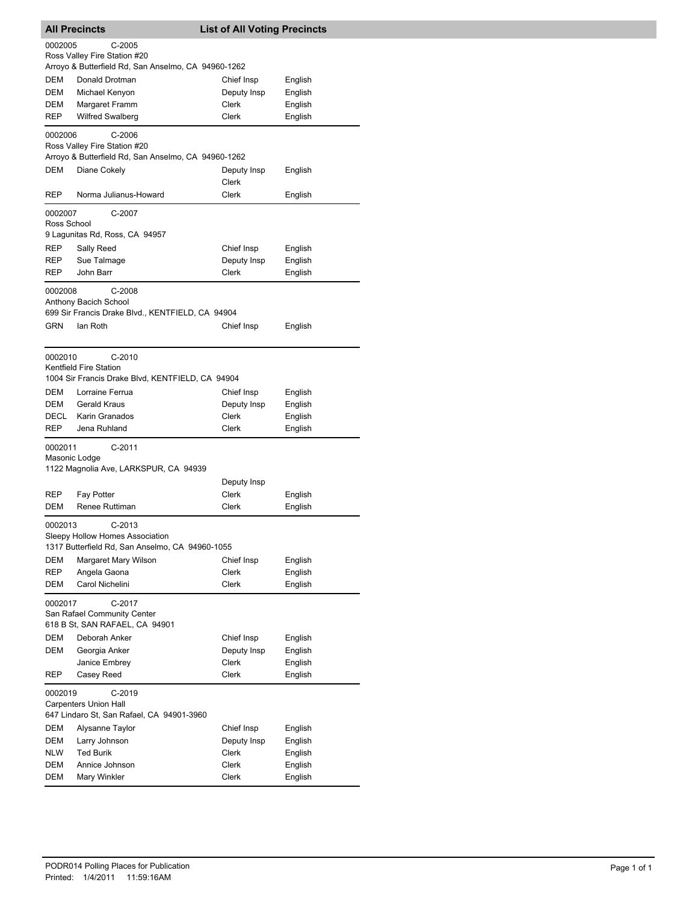## All Precincts — List of All Voting Precincts

**0002005 C-2005**
Ross Valley Fire Station #20
Arroyo & Butterfield Rd, San Anselmo, CA 94960-1262

| Party | Name | Position | Language |
|---|---|---|---|
| DEM | Donald Drotman | Chief Insp | English |
| DEM | Michael Kenyon | Deputy Insp | English |
| DEM | Margaret Framm | Clerk | English |
| REP | Wilfred Swalberg | Clerk | English |

**0002006 C-2006**
Ross Valley Fire Station #20
Arroyo & Butterfield Rd, San Anselmo, CA 94960-1262

| Party | Name | Position | Language |
|---|---|---|---|
| DEM | Diane Cokely | Deputy Insp | English |
| | | Clerk | |
| REP | Norma Julianus-Howard | Clerk | English |

**0002007 C-2007**
Ross School
9 Lagunitas Rd, Ross, CA 94957

| Party | Name | Position | Language |
|---|---|---|---|
| REP | Sally Reed | Chief Insp | English |
| REP | Sue Talmage | Deputy Insp | English |
| REP | John Barr | Clerk | English |

**0002008 C-2008**
Anthony Bacich School
699 Sir Francis Drake Blvd., KENTFIELD, CA 94904

| Party | Name | Position | Language |
|---|---|---|---|
| GRN | Ian Roth | Chief Insp | English |

**0002010 C-2010**
Kentfield Fire Station
1004 Sir Francis Drake Blvd, KENTFIELD, CA 94904

| Party | Name | Position | Language |
|---|---|---|---|
| DEM | Lorraine Ferrua | Chief Insp | English |
| DEM | Gerald Kraus | Deputy Insp | English |
| DECL | Karin Granados | Clerk | English |
| REP | Jena Ruhland | Clerk | English |

**0002011 C-2011**
Masonic Lodge
1122 Magnolia Ave, LARKSPUR, CA 94939

| Party | Name | Position | Language |
|---|---|---|---|
| | | Deputy Insp | |
| REP | Fay Potter | Clerk | English |
| DEM | Renee Ruttiman | Clerk | English |

**0002013 C-2013**
Sleepy Hollow Homes Association
1317 Butterfield Rd, San Anselmo, CA 94960-1055

| Party | Name | Position | Language |
|---|---|---|---|
| DEM | Margaret Mary Wilson | Chief Insp | English |
| REP | Angela Gaona | Clerk | English |
| DEM | Carol Nichelini | Clerk | English |

**0002017 C-2017**
San Rafael Community Center
618 B St, SAN RAFAEL, CA 94901

| Party | Name | Position | Language |
|---|---|---|---|
| DEM | Deborah Anker | Chief Insp | English |
| DEM | Georgia Anker | Deputy Insp | English |
| | Janice Embrey | Clerk | English |
| REP | Casey Reed | Clerk | English |

**0002019 C-2019**
Carpenters Union Hall
647 Lindaro St, San Rafael, CA 94901-3960

| Party | Name | Position | Language |
|---|---|---|---|
| DEM | Alysanne Taylor | Chief Insp | English |
| DEM | Larry Johnson | Deputy Insp | English |
| NLW | Ted Burik | Clerk | English |
| DEM | Annice Johnson | Clerk | English |
| DEM | Mary Winkler | Clerk | English |

PODR014 Polling Places for Publication
Printed: 1/4/2011 11:59:16AM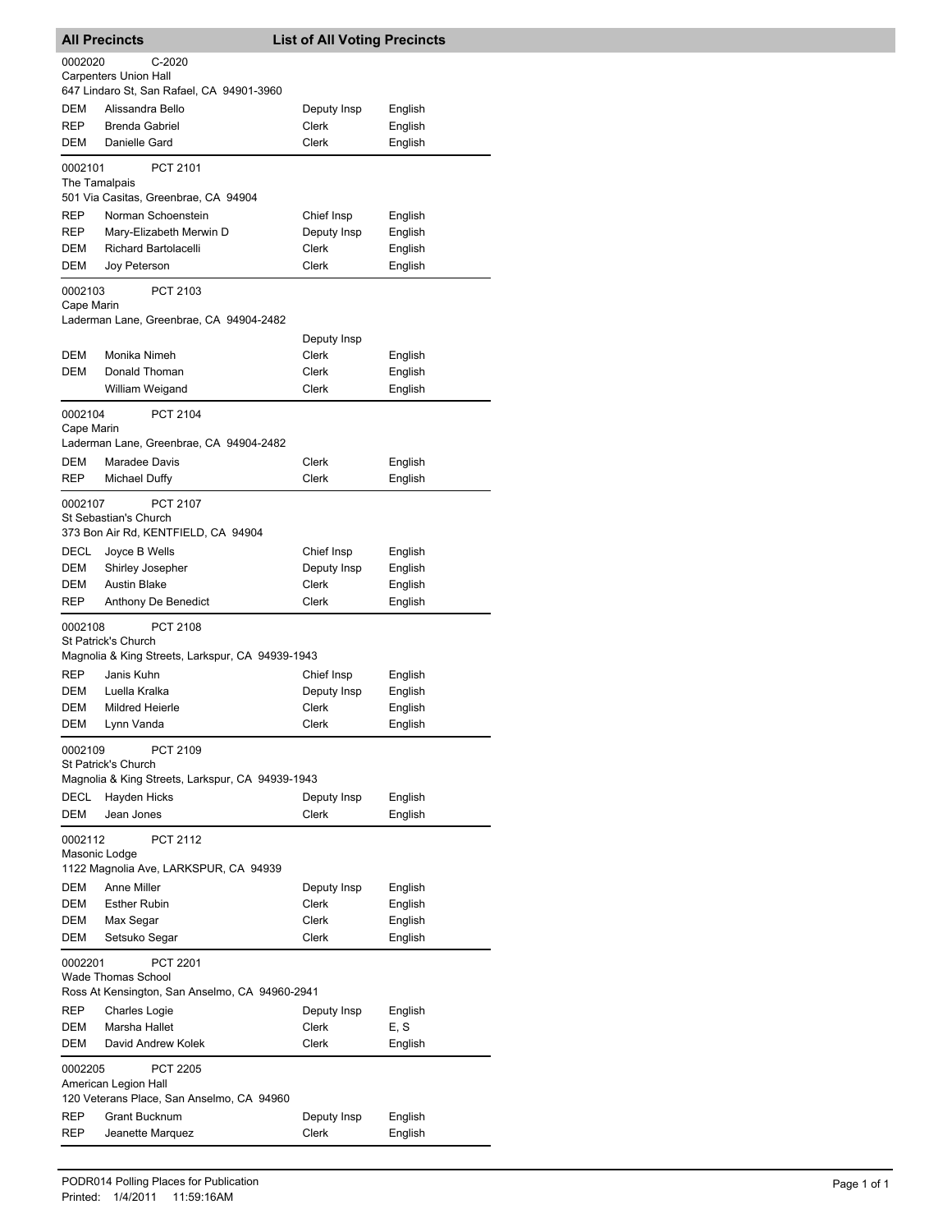## All Precincts — List of All Voting Precincts

**0002020** C-2020
Carpenters Union Hall
647 Lindaro St, San Rafael, CA 94901-3960

| | | | |
|---|---|---|---|
| DEM | Alissandra Bello | Deputy Insp | English |
| REP | Brenda Gabriel | Clerk | English |
| DEM | Danielle Gard | Clerk | English |

**0002101** PCT 2101
The Tamalpais
501 Via Casitas, Greenbrae, CA 94904

| | | | |
|---|---|---|---|
| REP | Norman Schoenstein | Chief Insp | English |
| REP | Mary-Elizabeth Merwin D | Deputy Insp | English |
| DEM | Richard Bartolacelli | Clerk | English |
| DEM | Joy Peterson | Clerk | English |

**0002103** PCT 2103
Cape Marin
Laderman Lane, Greenbrae, CA 94904-2482

| | | | |
|---|---|---|---|
| | | Deputy Insp | |
| DEM | Monika Nimeh | Clerk | English |
| DEM | Donald Thoman | Clerk | English |
| | William Weigand | Clerk | English |

**0002104** PCT 2104
Cape Marin
Laderman Lane, Greenbrae, CA 94904-2482

| | | | |
|---|---|---|---|
| DEM | Maradee Davis | Clerk | English |
| REP | Michael Duffy | Clerk | English |

**0002107** PCT 2107
St Sebastian's Church
373 Bon Air Rd, KENTFIELD, CA 94904

| | | | |
|---|---|---|---|
| DECL | Joyce B Wells | Chief Insp | English |
| DEM | Shirley Josepher | Deputy Insp | English |
| DEM | Austin Blake | Clerk | English |
| REP | Anthony De Benedict | Clerk | English |

**0002108** PCT 2108
St Patrick's Church
Magnolia & King Streets, Larkspur, CA 94939-1943

| | | | |
|---|---|---|---|
| REP | Janis Kuhn | Chief Insp | English |
| DEM | Luella Kralka | Deputy Insp | English |
| DEM | Mildred Heierle | Clerk | English |
| DEM | Lynn Vanda | Clerk | English |

**0002109** PCT 2109
St Patrick's Church
Magnolia & King Streets, Larkspur, CA 94939-1943

| | | | |
|---|---|---|---|
| DECL | Hayden Hicks | Deputy Insp | English |
| DEM | Jean Jones | Clerk | English |

**0002112** PCT 2112
Masonic Lodge
1122 Magnolia Ave, LARKSPUR, CA 94939

| | | | |
|---|---|---|---|
| DEM | Anne Miller | Deputy Insp | English |
| DEM | Esther Rubin | Clerk | English |
| DEM | Max Segar | Clerk | English |
| DEM | Setsuko Segar | Clerk | English |

**0002201** PCT 2201
Wade Thomas School
Ross At Kensington, San Anselmo, CA 94960-2941

| | | | |
|---|---|---|---|
| REP | Charles Logie | Deputy Insp | English |
| DEM | Marsha Hallet | Clerk | E, S |
| DEM | David Andrew Kolek | Clerk | English |

**0002205** PCT 2205
American Legion Hall
120 Veterans Place, San Anselmo, CA 94960

| | | | |
|---|---|---|---|
| REP | Grant Bucknum | Deputy Insp | English |
| REP | Jeanette Marquez | Clerk | English |

PODR014 Polling Places for Publication
Printed: 1/4/2011 11:59:16AM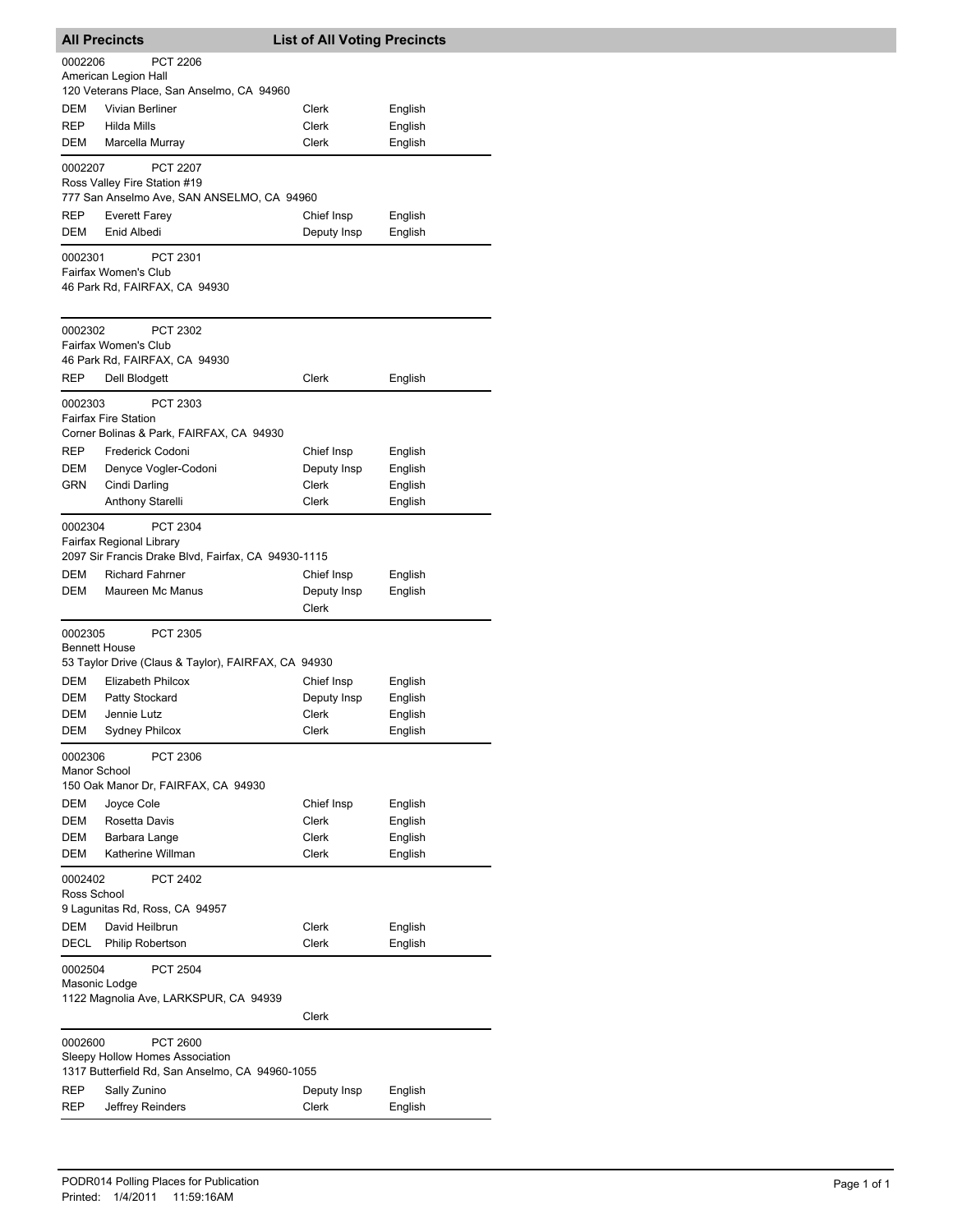## All Precincts — List of All Voting Precincts

**0002206 — PCT 2206**
American Legion Hall
120 Veterans Place, San Anselmo, CA 94960

| Party | Name | Position | Language |
|---|---|---|---|
| DEM | Vivian Berliner | Clerk | English |
| REP | Hilda Mills | Clerk | English |
| DEM | Marcella Murray | Clerk | English |

**0002207 — PCT 2207**
Ross Valley Fire Station #19
777 San Anselmo Ave, SAN ANSELMO, CA 94960

| Party | Name | Position | Language |
|---|---|---|---|
| REP | Everett Farey | Chief Insp | English |
| DEM | Enid Albedi | Deputy Insp | English |

**0002301 — PCT 2301**
Fairfax Women's Club
46 Park Rd, FAIRFAX, CA 94930

**0002302 — PCT 2302**
Fairfax Women's Club
46 Park Rd, FAIRFAX, CA 94930

| Party | Name | Position | Language |
|---|---|---|---|
| REP | Dell Blodgett | Clerk | English |

**0002303 — PCT 2303**
Fairfax Fire Station
Corner Bolinas & Park, FAIRFAX, CA 94930

| Party | Name | Position | Language |
|---|---|---|---|
| REP | Frederick Codoni | Chief Insp | English |
| DEM | Denyce Vogler-Codoni | Deputy Insp | English |
| GRN | Cindi Darling | Clerk | English |
| | Anthony Starelli | Clerk | English |

**0002304 — PCT 2304**
Fairfax Regional Library
2097 Sir Francis Drake Blvd, Fairfax, CA 94930-1115

| Party | Name | Position | Language |
|---|---|---|---|
| DEM | Richard Fahrner | Chief Insp | English |
| DEM | Maureen Mc Manus | Deputy Insp | English |
| | | Clerk | |

**0002305 — PCT 2305**
Bennett House
53 Taylor Drive (Claus & Taylor), FAIRFAX, CA 94930

| Party | Name | Position | Language |
|---|---|---|---|
| DEM | Elizabeth Philcox | Chief Insp | English |
| DEM | Patty Stockard | Deputy Insp | English |
| DEM | Jennie Lutz | Clerk | English |
| DEM | Sydney Philcox | Clerk | English |

**0002306 — PCT 2306**
Manor School
150 Oak Manor Dr, FAIRFAX, CA 94930

| Party | Name | Position | Language |
|---|---|---|---|
| DEM | Joyce Cole | Chief Insp | English |
| DEM | Rosetta Davis | Clerk | English |
| DEM | Barbara Lange | Clerk | English |
| DEM | Katherine Willman | Clerk | English |

**0002402 — PCT 2402**
Ross School
9 Lagunitas Rd, Ross, CA 94957

| Party | Name | Position | Language |
|---|---|---|---|
| DEM | David Heilbrun | Clerk | English |
| DECL | Philip Robertson | Clerk | English |

**0002504 — PCT 2504**
Masonic Lodge
1122 Magnolia Ave, LARKSPUR, CA 94939

| Party | Name | Position | Language |
|---|---|---|---|
| | | Clerk | |

**0002600 — PCT 2600**
Sleepy Hollow Homes Association
1317 Butterfield Rd, San Anselmo, CA 94960-1055

| Party | Name | Position | Language |
|---|---|---|---|
| REP | Sally Zunino | Deputy Insp | English |
| REP | Jeffrey Reinders | Clerk | English |

PODR014 Polling Places for Publication
Printed: 1/4/2011 11:59:16AM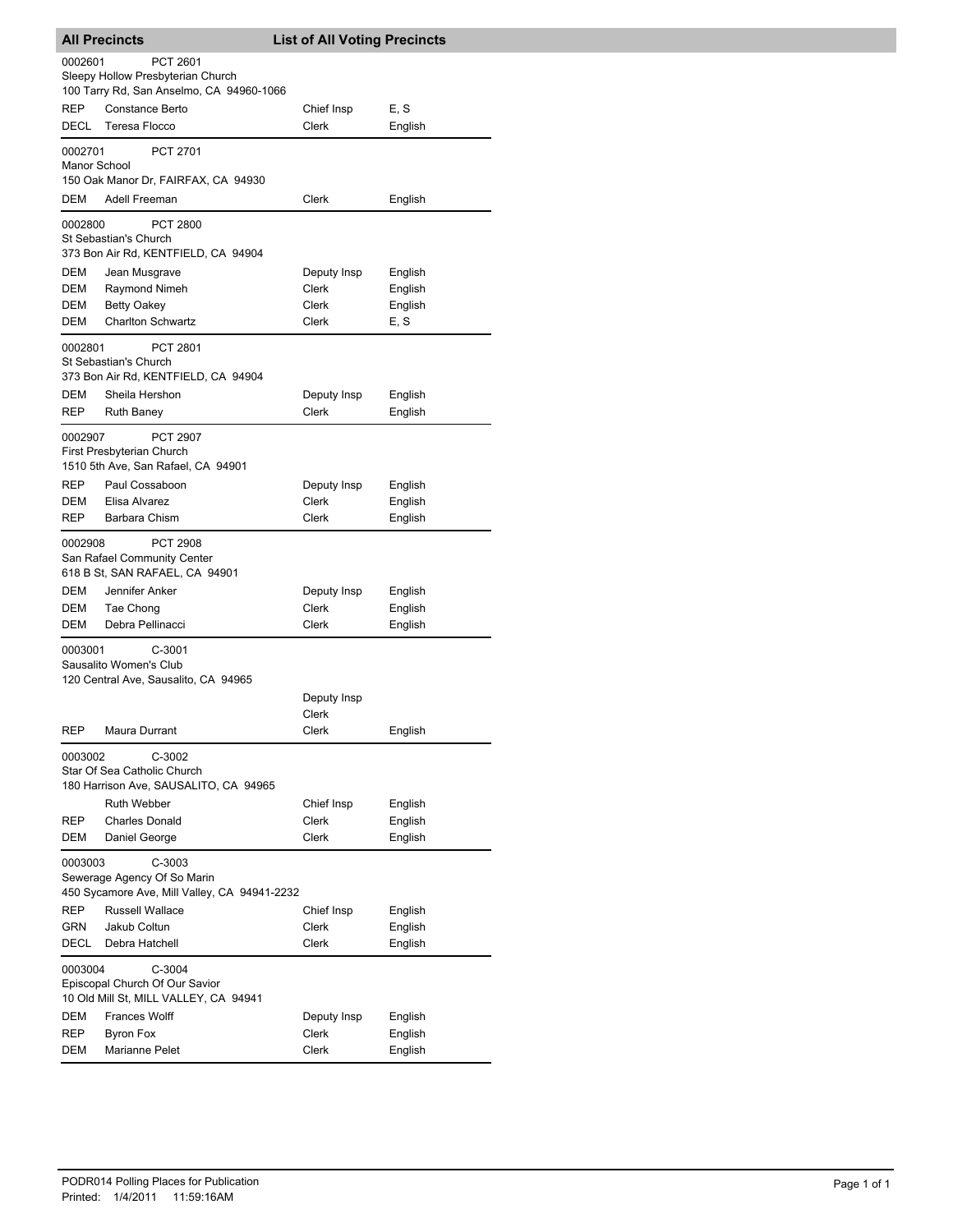**All Precincts** **List of All Voting Precincts**

0002601 PCT 2601
Sleepy Hollow Presbyterian Church
100 Tarry Rd, San Anselmo, CA 94960-1066

| | | | |
|---|---|---|---|
| REP | Constance Berto | Chief Insp | E, S |
| DECL | Teresa Flocco | Clerk | English |

0002701 PCT 2701
Manor School
150 Oak Manor Dr, FAIRFAX, CA 94930

| | | | |
|---|---|---|---|
| DEM | Adell Freeman | Clerk | English |

0002800 PCT 2800
St Sebastian's Church
373 Bon Air Rd, KENTFIELD, CA 94904

| | | | |
|---|---|---|---|
| DEM | Jean Musgrave | Deputy Insp | English |
| DEM | Raymond Nimeh | Clerk | English |
| DEM | Betty Oakey | Clerk | English |
| DEM | Charlton Schwartz | Clerk | E, S |

0002801 PCT 2801
St Sebastian's Church
373 Bon Air Rd, KENTFIELD, CA 94904

| | | | |
|---|---|---|---|
| DEM | Sheila Hershon | Deputy Insp | English |
| REP | Ruth Baney | Clerk | English |

0002907 PCT 2907
First Presbyterian Church
1510 5th Ave, San Rafael, CA 94901

| | | | |
|---|---|---|---|
| REP | Paul Cossaboon | Deputy Insp | English |
| DEM | Elisa Alvarez | Clerk | English |
| REP | Barbara Chism | Clerk | English |

0002908 PCT 2908
San Rafael Community Center
618 B St, SAN RAFAEL, CA 94901

| | | | |
|---|---|---|---|
| DEM | Jennifer Anker | Deputy Insp | English |
| DEM | Tae Chong | Clerk | English |
| DEM | Debra Pellinacci | Clerk | English |

0003001 C-3001
Sausalito Women's Club
120 Central Ave, Sausalito, CA 94965

| | | | |
|---|---|---|---|
| | | Deputy Insp | |
| | | Clerk | |
| REP | Maura Durrant | Clerk | English |

0003002 C-3002
Star Of Sea Catholic Church
180 Harrison Ave, SAUSALITO, CA 94965

| | | | |
|---|---|---|---|
| | Ruth Webber | Chief Insp | English |
| REP | Charles Donald | Clerk | English |
| DEM | Daniel George | Clerk | English |

0003003 C-3003
Sewerage Agency Of So Marin
450 Sycamore Ave, Mill Valley, CA 94941-2232

| | | | |
|---|---|---|---|
| REP | Russell Wallace | Chief Insp | English |
| GRN | Jakub Coltun | Clerk | English |
| DECL | Debra Hatchell | Clerk | English |

0003004 C-3004
Episcopal Church Of Our Savior
10 Old Mill St, MILL VALLEY, CA 94941

| | | | |
|---|---|---|---|
| DEM | Frances Wolff | Deputy Insp | English |
| REP | Byron Fox | Clerk | English |
| DEM | Marianne Pelet | Clerk | English |

PODR014 Polling Places for Publication
Printed: 1/4/2011 11:59:16AM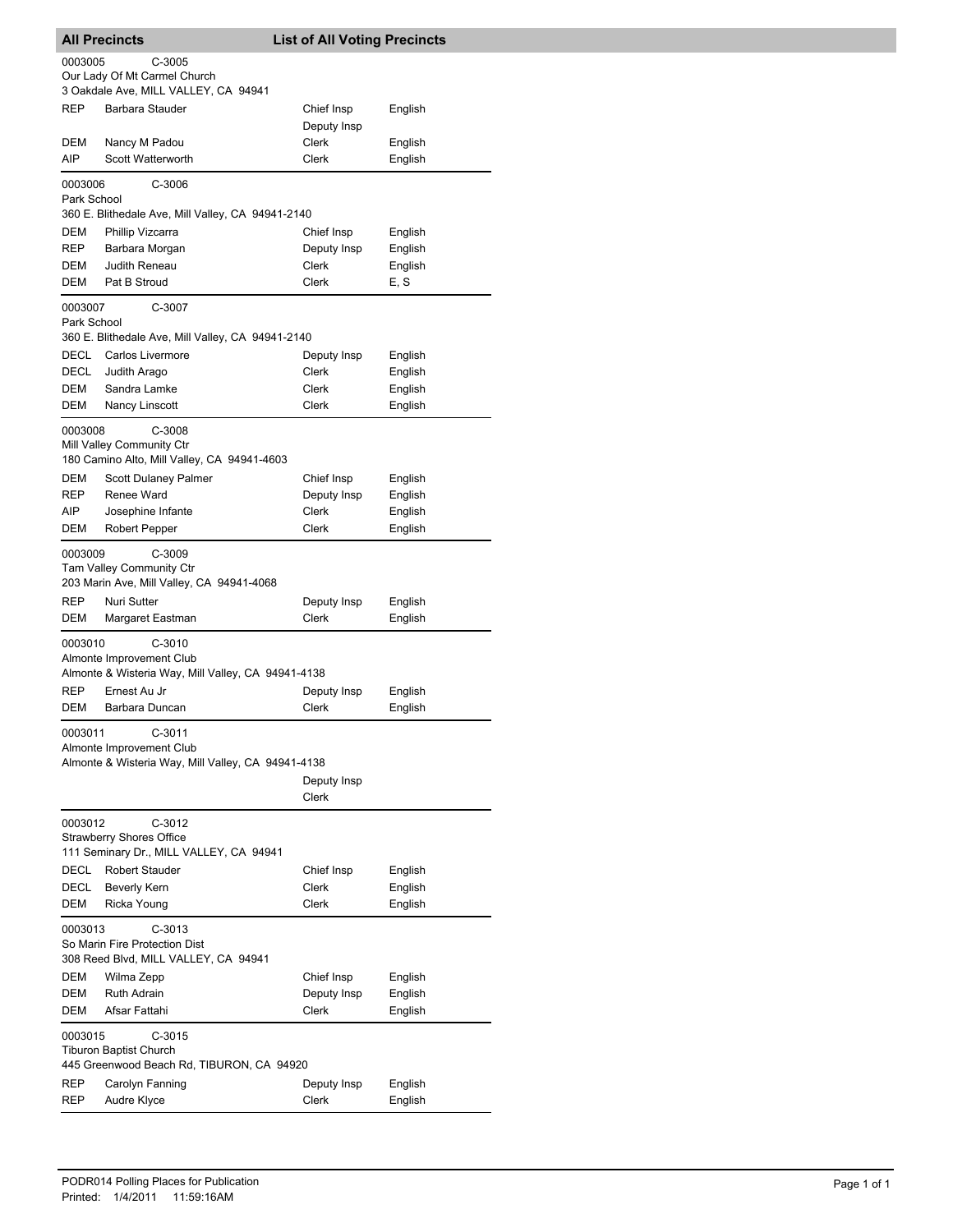## All Precincts — List of All Voting Precincts

**0003005 C-3005**
Our Lady Of Mt Carmel Church
3 Oakdale Ave, MILL VALLEY, CA 94941

| Party | Name | Position | Language |
|---|---|---|---|
| REP | Barbara Stauder | Chief Insp | English |
| | | Deputy Insp | |
| DEM | Nancy M Padou | Clerk | English |
| AIP | Scott Watterworth | Clerk | English |

**0003006 C-3006**
Park School
360 E. Blithedale Ave, Mill Valley, CA 94941-2140

| Party | Name | Position | Language |
|---|---|---|---|
| DEM | Phillip Vizcarra | Chief Insp | English |
| REP | Barbara Morgan | Deputy Insp | English |
| DEM | Judith Reneau | Clerk | English |
| DEM | Pat B Stroud | Clerk | E, S |

**0003007 C-3007**
Park School
360 E. Blithedale Ave, Mill Valley, CA 94941-2140

| Party | Name | Position | Language |
|---|---|---|---|
| DECL | Carlos Livermore | Deputy Insp | English |
| DECL | Judith Arago | Clerk | English |
| DEM | Sandra Lamke | Clerk | English |
| DEM | Nancy Linscott | Clerk | English |

**0003008 C-3008**
Mill Valley Community Ctr
180 Camino Alto, Mill Valley, CA 94941-4603

| Party | Name | Position | Language |
|---|---|---|---|
| DEM | Scott Dulaney Palmer | Chief Insp | English |
| REP | Renee Ward | Deputy Insp | English |
| AIP | Josephine Infante | Clerk | English |
| DEM | Robert Pepper | Clerk | English |

**0003009 C-3009**
Tam Valley Community Ctr
203 Marin Ave, Mill Valley, CA 94941-4068

| Party | Name | Position | Language |
|---|---|---|---|
| REP | Nuri Sutter | Deputy Insp | English |
| DEM | Margaret Eastman | Clerk | English |

**0003010 C-3010**
Almonte Improvement Club
Almonte & Wisteria Way, Mill Valley, CA 94941-4138

| Party | Name | Position | Language |
|---|---|---|---|
| REP | Ernest Au Jr | Deputy Insp | English |
| DEM | Barbara Duncan | Clerk | English |

**0003011 C-3011**
Almonte Improvement Club
Almonte & Wisteria Way, Mill Valley, CA 94941-4138

| Party | Name | Position | Language |
|---|---|---|---|
| | | Deputy Insp | |
| | | Clerk | |

**0003012 C-3012**
Strawberry Shores Office
111 Seminary Dr., MILL VALLEY, CA 94941

| Party | Name | Position | Language |
|---|---|---|---|
| DECL | Robert Stauder | Chief Insp | English |
| DECL | Beverly Kern | Clerk | English |
| DEM | Ricka Young | Clerk | English |

**0003013 C-3013**
So Marin Fire Protection Dist
308 Reed Blvd, MILL VALLEY, CA 94941

| Party | Name | Position | Language |
|---|---|---|---|
| DEM | Wilma Zepp | Chief Insp | English |
| DEM | Ruth Adrain | Deputy Insp | English |
| DEM | Afsar Fattahi | Clerk | English |

**0003015 C-3015**
Tiburon Baptist Church
445 Greenwood Beach Rd, TIBURON, CA 94920

| Party | Name | Position | Language |
|---|---|---|---|
| REP | Carolyn Fanning | Deputy Insp | English |
| REP | Audre Klyce | Clerk | English |

PODR014 Polling Places for Publication
Printed: 1/4/2011 11:59:16AM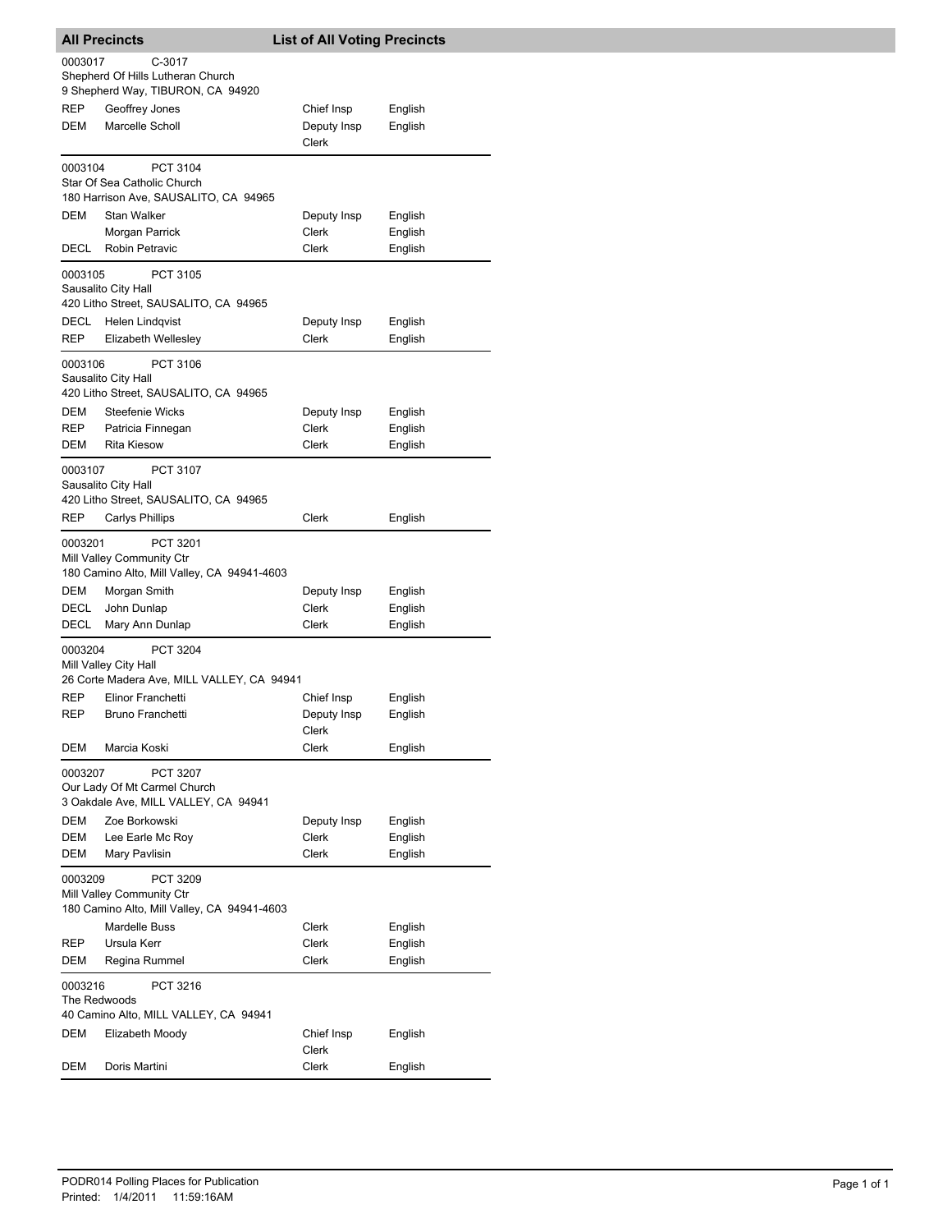## All Precincts — List of All Voting Precincts

**0003017** C-3017
Shepherd Of Hills Lutheran Church
9 Shepherd Way, TIBURON, CA 94920

| | | | |
|---|---|---|---|
| REP | Geoffrey Jones | Chief Insp | English |
| DEM | Marcelle Scholl | Deputy Insp<br>Clerk | English |

**0003104** PCT 3104
Star Of Sea Catholic Church
180 Harrison Ave, SAUSALITO, CA 94965

| | | | |
|---|---|---|---|
| DEM | Stan Walker | Deputy Insp | English |
| | Morgan Parrick | Clerk | English |
| DECL | Robin Petravic | Clerk | English |

**0003105** PCT 3105
Sausalito City Hall
420 Litho Street, SAUSALITO, CA 94965

| | | | |
|---|---|---|---|
| DECL | Helen Lindqvist | Deputy Insp | English |
| REP | Elizabeth Wellesley | Clerk | English |

**0003106** PCT 3106
Sausalito City Hall
420 Litho Street, SAUSALITO, CA 94965

| | | | |
|---|---|---|---|
| DEM | Steefenie Wicks | Deputy Insp | English |
| REP | Patricia Finnegan | Clerk | English |
| DEM | Rita Kiesow | Clerk | English |

**0003107** PCT 3107
Sausalito City Hall
420 Litho Street, SAUSALITO, CA 94965

| | | | |
|---|---|---|---|
| REP | Carlys Phillips | Clerk | English |

**0003201** PCT 3201
Mill Valley Community Ctr
180 Camino Alto, Mill Valley, CA 94941-4603

| | | | |
|---|---|---|---|
| DEM | Morgan Smith | Deputy Insp | English |
| DECL | John Dunlap | Clerk | English |
| DECL | Mary Ann Dunlap | Clerk | English |

**0003204** PCT 3204
Mill Valley City Hall
26 Corte Madera Ave, MILL VALLEY, CA 94941

| | | | |
|---|---|---|---|
| REP | Elinor Franchetti | Chief Insp | English |
| REP | Bruno Franchetti | Deputy Insp<br>Clerk | English |
| DEM | Marcia Koski | Clerk | English |

**0003207** PCT 3207
Our Lady Of Mt Carmel Church
3 Oakdale Ave, MILL VALLEY, CA 94941

| | | | |
|---|---|---|---|
| DEM | Zoe Borkowski | Deputy Insp | English |
| DEM | Lee Earle Mc Roy | Clerk | English |
| DEM | Mary Pavlisin | Clerk | English |

**0003209** PCT 3209
Mill Valley Community Ctr
180 Camino Alto, Mill Valley, CA 94941-4603

| | | | |
|---|---|---|---|
| | Mardelle Buss | Clerk | English |
| REP | Ursula Kerr | Clerk | English |
| DEM | Regina Rummel | Clerk | English |

**0003216** PCT 3216
The Redwoods
40 Camino Alto, MILL VALLEY, CA 94941

| | | | |
|---|---|---|---|
| DEM | Elizabeth Moody | Chief Insp<br>Clerk | English |
| DEM | Doris Martini | Clerk | English |

PODR014 Polling Places for Publication
Printed: 1/4/2011 11:59:16AM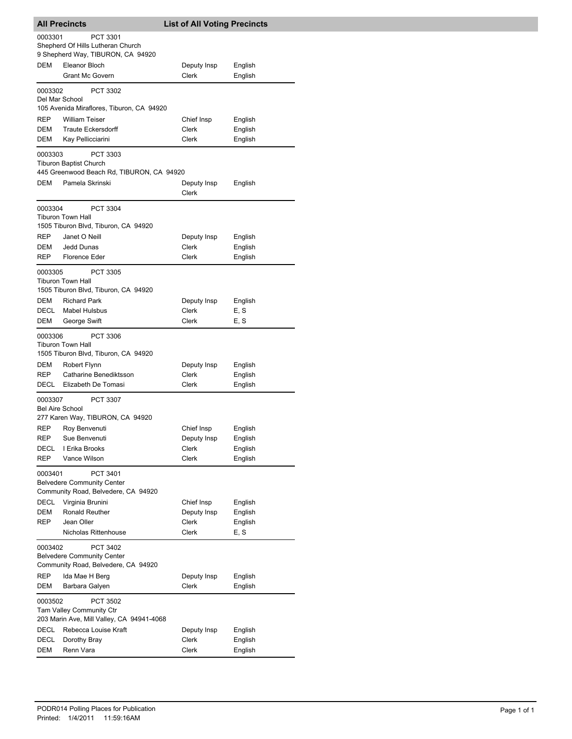## All Precincts — List of All Voting Precincts

**0003301** PCT 3301
Shepherd Of Hills Lutheran Church
9 Shepherd Way, TIBURON, CA 94920

| Party | Name | Position | Language |
|---|---|---|---|
| DEM | Eleanor Bloch | Deputy Insp | English |
| | Grant Mc Govern | Clerk | English |

**0003302** PCT 3302
Del Mar School
105 Avenida Miraflores, Tiburon, CA 94920

| Party | Name | Position | Language |
|---|---|---|---|
| REP | William Teiser | Chief Insp | English |
| DEM | Traute Eckersdorff | Clerk | English |
| DEM | Kay Pellicciarini | Clerk | English |

**0003303** PCT 3303
Tiburon Baptist Church
445 Greenwood Beach Rd, TIBURON, CA 94920

| Party | Name | Position | Language |
|---|---|---|---|
| DEM | Pamela Skrinski | Deputy Insp | English |
| | | Clerk | |

**0003304** PCT 3304
Tiburon Town Hall
1505 Tiburon Blvd, Tiburon, CA 94920

| Party | Name | Position | Language |
|---|---|---|---|
| REP | Janet O Neill | Deputy Insp | English |
| DEM | Jedd Dunas | Clerk | English |
| REP | Florence Eder | Clerk | English |

**0003305** PCT 3305
Tiburon Town Hall
1505 Tiburon Blvd, Tiburon, CA 94920

| Party | Name | Position | Language |
|---|---|---|---|
| DEM | Richard Park | Deputy Insp | English |
| DECL | Mabel Hulsbus | Clerk | E, S |
| DEM | George Swift | Clerk | E, S |

**0003306** PCT 3306
Tiburon Town Hall
1505 Tiburon Blvd, Tiburon, CA 94920

| Party | Name | Position | Language |
|---|---|---|---|
| DEM | Robert Flynn | Deputy Insp | English |
| REP | Catharine Benediktsson | Clerk | English |
| DECL | Elizabeth De Tomasi | Clerk | English |

**0003307** PCT 3307
Bel Aire School
277 Karen Way, TIBURON, CA 94920

| Party | Name | Position | Language |
|---|---|---|---|
| REP | Roy Benvenuti | Chief Insp | English |
| REP | Sue Benvenuti | Deputy Insp | English |
| DECL | I Erika Brooks | Clerk | English |
| REP | Vance Wilson | Clerk | English |

**0003401** PCT 3401
Belvedere Community Center
Community Road, Belvedere, CA 94920

| Party | Name | Position | Language |
|---|---|---|---|
| DECL | Virginia Brunini | Chief Insp | English |
| DEM | Ronald Reuther | Deputy Insp | English |
| REP | Jean Oller | Clerk | English |
| | Nicholas Rittenhouse | Clerk | E, S |

**0003402** PCT 3402
Belvedere Community Center
Community Road, Belvedere, CA 94920

| Party | Name | Position | Language |
|---|---|---|---|
| REP | Ida Mae H Berg | Deputy Insp | English |
| DEM | Barbara Galyen | Clerk | English |

**0003502** PCT 3502
Tam Valley Community Ctr
203 Marin Ave, Mill Valley, CA 94941-4068

| Party | Name | Position | Language |
|---|---|---|---|
| DECL | Rebecca Louise Kraft | Deputy Insp | English |
| DECL | Dorothy Bray | Clerk | English |
| DEM | Renn Vara | Clerk | English |

PODR014 Polling Places for Publication
Printed: 1/4/2011 11:59:16AM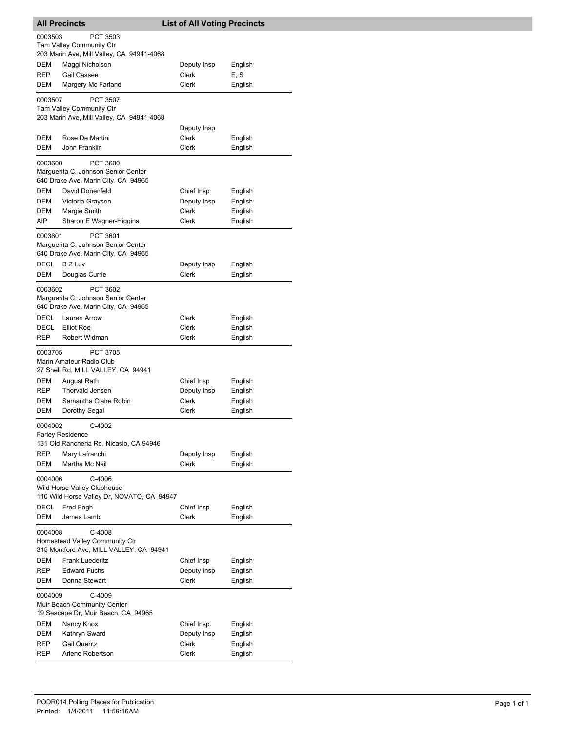## All Precincts — List of All Voting Precincts

**0003503** PCT 3503
Tam Valley Community Ctr
203 Marin Ave, Mill Valley, CA 94941-4068

| Party | Name | Position | Language |
|---|---|---|---|
| DEM | Maggi Nicholson | Deputy Insp | English |
| REP | Gail Cassee | Clerk | E, S |
| DEM | Margery Mc Farland | Clerk | English |

**0003507** PCT 3507
Tam Valley Community Ctr
203 Marin Ave, Mill Valley, CA 94941-4068

| Party | Name | Position | Language |
|---|---|---|---|
| | | Deputy Insp | |
| DEM | Rose De Martini | Clerk | English |
| DEM | John Franklin | Clerk | English |

**0003600** PCT 3600
Marguerita C. Johnson Senior Center
640 Drake Ave, Marin City, CA 94965

| Party | Name | Position | Language |
|---|---|---|---|
| DEM | David Donenfeld | Chief Insp | English |
| DEM | Victoria Grayson | Deputy Insp | English |
| DEM | Margie Smith | Clerk | English |
| AIP | Sharon E Wagner-Higgins | Clerk | English |

**0003601** PCT 3601
Marguerita C. Johnson Senior Center
640 Drake Ave, Marin City, CA 94965

| Party | Name | Position | Language |
|---|---|---|---|
| DECL | B Z Luv | Deputy Insp | English |
| DEM | Douglas Currie | Clerk | English |

**0003602** PCT 3602
Marguerita C. Johnson Senior Center
640 Drake Ave, Marin City, CA 94965

| Party | Name | Position | Language |
|---|---|---|---|
| DECL | Lauren Arrow | Clerk | English |
| DECL | Elliot Roe | Clerk | English |
| REP | Robert Widman | Clerk | English |

**0003705** PCT 3705
Marin Amateur Radio Club
27 Shell Rd, MILL VALLEY, CA 94941

| Party | Name | Position | Language |
|---|---|---|---|
| DEM | August Rath | Chief Insp | English |
| REP | Thorvald Jensen | Deputy Insp | English |
| DEM | Samantha Claire Robin | Clerk | English |
| DEM | Dorothy Segal | Clerk | English |

**0004002** C-4002
Farley Residence
131 Old Rancheria Rd, Nicasio, CA 94946

| Party | Name | Position | Language |
|---|---|---|---|
| REP | Mary Lafranchi | Deputy Insp | English |
| DEM | Martha Mc Neil | Clerk | English |

**0004006** C-4006
Wild Horse Valley Clubhouse
110 Wild Horse Valley Dr, NOVATO, CA 94947

| Party | Name | Position | Language |
|---|---|---|---|
| DECL | Fred Fogh | Chief Insp | English |
| DEM | James Lamb | Clerk | English |

**0004008** C-4008
Homestead Valley Community Ctr
315 Montford Ave, MILL VALLEY, CA 94941

| Party | Name | Position | Language |
|---|---|---|---|
| DEM | Frank Luederitz | Chief Insp | English |
| REP | Edward Fuchs | Deputy Insp | English |
| DEM | Donna Stewart | Clerk | English |

**0004009** C-4009
Muir Beach Community Center
19 Seacape Dr, Muir Beach, CA 94965

| Party | Name | Position | Language |
|---|---|---|---|
| DEM | Nancy Knox | Chief Insp | English |
| DEM | Kathryn Sward | Deputy Insp | English |
| REP | Gail Quentz | Clerk | English |
| REP | Arlene Robertson | Clerk | English |

PODR014 Polling Places for Publication
Printed: 1/4/2011 11:59:16AM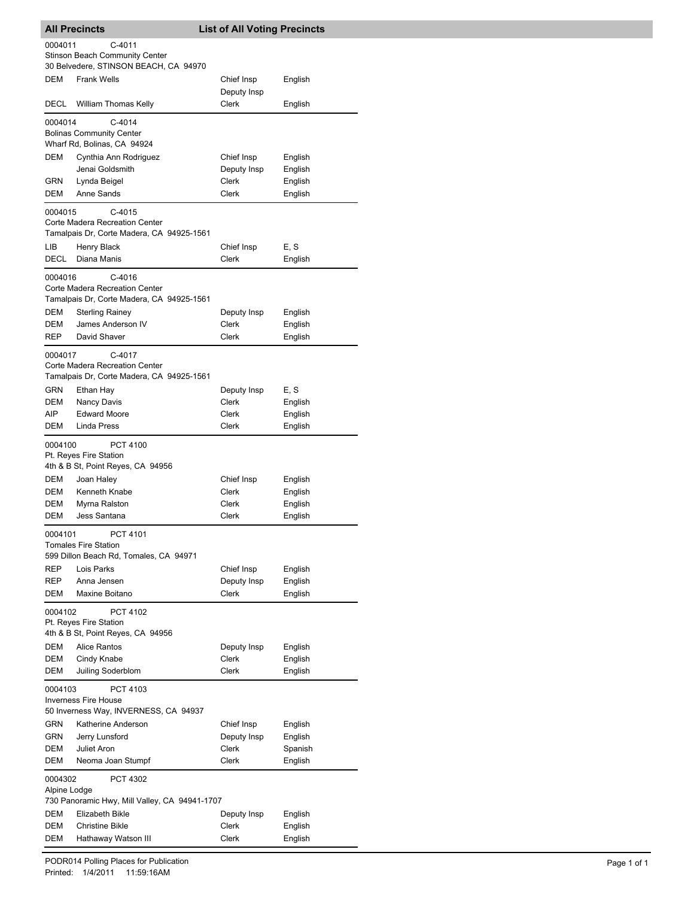## All Precincts — List of All Voting Precincts

**0004011 C-4011**
Stinson Beach Community Center
30 Belvedere, STINSON BEACH, CA 94970

| Party | Name | Position | Language |
|---|---|---|---|
| DEM | Frank Wells | Chief Insp | English |
| | | Deputy Insp | |
| DECL | William Thomas Kelly | Clerk | English |

**0004014 C-4014**
Bolinas Community Center
Wharf Rd, Bolinas, CA 94924

| Party | Name | Position | Language |
|---|---|---|---|
| DEM | Cynthia Ann Rodriguez | Chief Insp | English |
| | Jenai Goldsmith | Deputy Insp | English |
| GRN | Lynda Beigel | Clerk | English |
| DEM | Anne Sands | Clerk | English |

**0004015 C-4015**
Corte Madera Recreation Center
Tamalpais Dr, Corte Madera, CA 94925-1561

| Party | Name | Position | Language |
|---|---|---|---|
| LIB | Henry Black | Chief Insp | E, S |
| DECL | Diana Manis | Clerk | English |

**0004016 C-4016**
Corte Madera Recreation Center
Tamalpais Dr, Corte Madera, CA 94925-1561

| Party | Name | Position | Language |
|---|---|---|---|
| DEM | Sterling Rainey | Deputy Insp | English |
| DEM | James Anderson IV | Clerk | English |
| REP | David Shaver | Clerk | English |

**0004017 C-4017**
Corte Madera Recreation Center
Tamalpais Dr, Corte Madera, CA 94925-1561

| Party | Name | Position | Language |
|---|---|---|---|
| GRN | Ethan Hay | Deputy Insp | E, S |
| DEM | Nancy Davis | Clerk | English |
| AIP | Edward Moore | Clerk | English |
| DEM | Linda Press | Clerk | English |

**0004100 PCT 4100**
Pt. Reyes Fire Station
4th & B St, Point Reyes, CA 94956

| Party | Name | Position | Language |
|---|---|---|---|
| DEM | Joan Haley | Chief Insp | English |
| DEM | Kenneth Knabe | Clerk | English |
| DEM | Myrna Ralston | Clerk | English |
| DEM | Jess Santana | Clerk | English |

**0004101 PCT 4101**
Tomales Fire Station
599 Dillon Beach Rd, Tomales, CA 94971

| Party | Name | Position | Language |
|---|---|---|---|
| REP | Lois Parks | Chief Insp | English |
| REP | Anna Jensen | Deputy Insp | English |
| DEM | Maxine Boitano | Clerk | English |

**0004102 PCT 4102**
Pt. Reyes Fire Station
4th & B St, Point Reyes, CA 94956

| Party | Name | Position | Language |
|---|---|---|---|
| DEM | Alice Rantos | Deputy Insp | English |
| DEM | Cindy Knabe | Clerk | English |
| DEM | Juiling Soderblom | Clerk | English |

**0004103 PCT 4103**
Inverness Fire House
50 Inverness Way, INVERNESS, CA 94937

| Party | Name | Position | Language |
|---|---|---|---|
| GRN | Katherine Anderson | Chief Insp | English |
| GRN | Jerry Lunsford | Deputy Insp | English |
| DEM | Juliet Aron | Clerk | Spanish |
| DEM | Neoma Joan Stumpf | Clerk | English |

**0004302 PCT 4302**
Alpine Lodge
730 Panoramic Hwy, Mill Valley, CA 94941-1707

| Party | Name | Position | Language |
|---|---|---|---|
| DEM | Elizabeth Bikle | Deputy Insp | English |
| DEM | Christine Bikle | Clerk | English |
| DEM | Hathaway Watson III | Clerk | English |

PODR014 Polling Places for Publication
Printed: 1/4/2011 11:59:16AM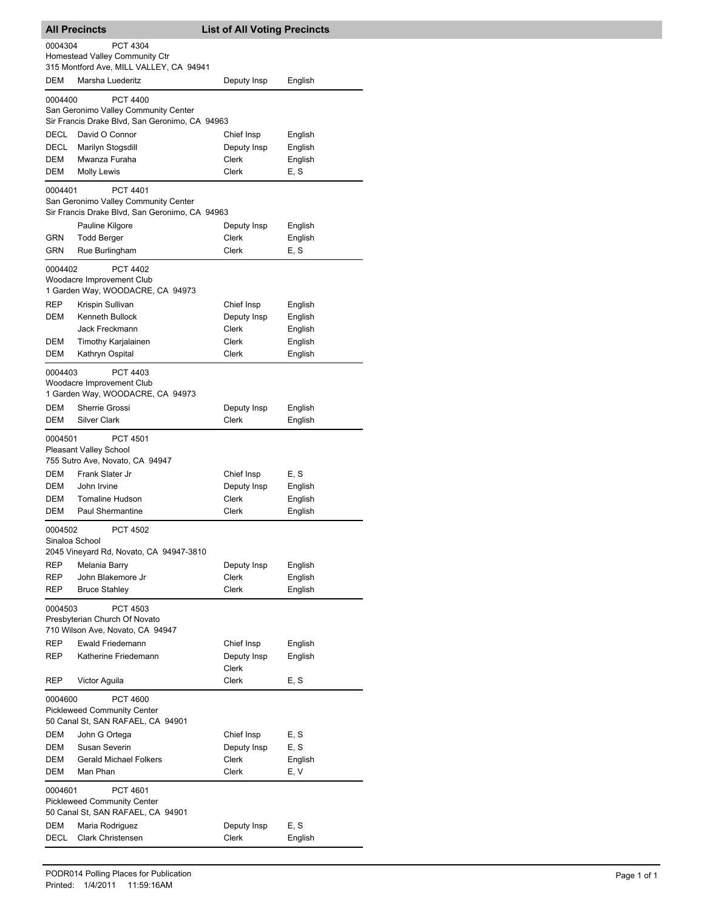## All Precincts — List of All Voting Precincts

**0004304 — PCT 4304**
Homestead Valley Community Ctr
315 Montford Ave, MILL VALLEY, CA 94941

| Party | Name | Position | Language |
|---|---|---|---|
| DEM | Marsha Luederitz | Deputy Insp | English |

**0004400 — PCT 4400**
San Geronimo Valley Community Center
Sir Francis Drake Blvd, San Geronimo, CA 94963

| Party | Name | Position | Language |
|---|---|---|---|
| DECL | David O Connor | Chief Insp | English |
| DECL | Marilyn Stogsdill | Deputy Insp | English |
| DEM | Mwanza Furaha | Clerk | English |
| DEM | Molly Lewis | Clerk | E, S |

**0004401 — PCT 4401**
San Geronimo Valley Community Center
Sir Francis Drake Blvd, San Geronimo, CA 94963

| Party | Name | Position | Language |
|---|---|---|---|
| | Pauline Kilgore | Deputy Insp | English |
| GRN | Todd Berger | Clerk | English |
| GRN | Rue Burlingham | Clerk | E, S |

**0004402 — PCT 4402**
Woodacre Improvement Club
1 Garden Way, WOODACRE, CA 94973

| Party | Name | Position | Language |
|---|---|---|---|
| REP | Krispin Sullivan | Chief Insp | English |
| DEM | Kenneth Bullock | Deputy Insp | English |
| | Jack Freckmann | Clerk | English |
| DEM | Timothy Karjalainen | Clerk | English |
| DEM | Kathryn Ospital | Clerk | English |

**0004403 — PCT 4403**
Woodacre Improvement Club
1 Garden Way, WOODACRE, CA 94973

| Party | Name | Position | Language |
|---|---|---|---|
| DEM | Sherrie Grossi | Deputy Insp | English |
| DEM | Silver Clark | Clerk | English |

**0004501 — PCT 4501**
Pleasant Valley School
755 Sutro Ave, Novato, CA 94947

| Party | Name | Position | Language |
|---|---|---|---|
| DEM | Frank Slater Jr | Chief Insp | E, S |
| DEM | John Irvine | Deputy Insp | English |
| DEM | Tomaline Hudson | Clerk | English |
| DEM | Paul Shermantine | Clerk | English |

**0004502 — PCT 4502**
Sinaloa School
2045 Vineyard Rd, Novato, CA 94947-3810

| Party | Name | Position | Language |
|---|---|---|---|
| REP | Melania Barry | Deputy Insp | English |
| REP | John Blakemore Jr | Clerk | English |
| REP | Bruce Stahley | Clerk | English |

**0004503 — PCT 4503**
Presbyterian Church Of Novato
710 Wilson Ave, Novato, CA 94947

| Party | Name | Position | Language |
|---|---|---|---|
| REP | Ewald Friedemann | Chief Insp | English |
| REP | Katherine Friedemann | Deputy Insp | English |
| | | Clerk | |
| REP | Victor Aguila | Clerk | E, S |

**0004600 — PCT 4600**
Pickleweed Community Center
50 Canal St, SAN RAFAEL, CA 94901

| Party | Name | Position | Language |
|---|---|---|---|
| DEM | John G Ortega | Chief Insp | E, S |
| DEM | Susan Severin | Deputy Insp | E, S |
| DEM | Gerald Michael Folkers | Clerk | English |
| DEM | Man Phan | Clerk | E, V |

**0004601 — PCT 4601**
Pickleweed Community Center
50 Canal St, SAN RAFAEL, CA 94901

| Party | Name | Position | Language |
|---|---|---|---|
| DEM | Maria Rodriguez | Deputy Insp | E, S |
| DECL | Clark Christensen | Clerk | English |

PODR014 Polling Places for Publication
Printed: 1/4/2011 11:59:16AM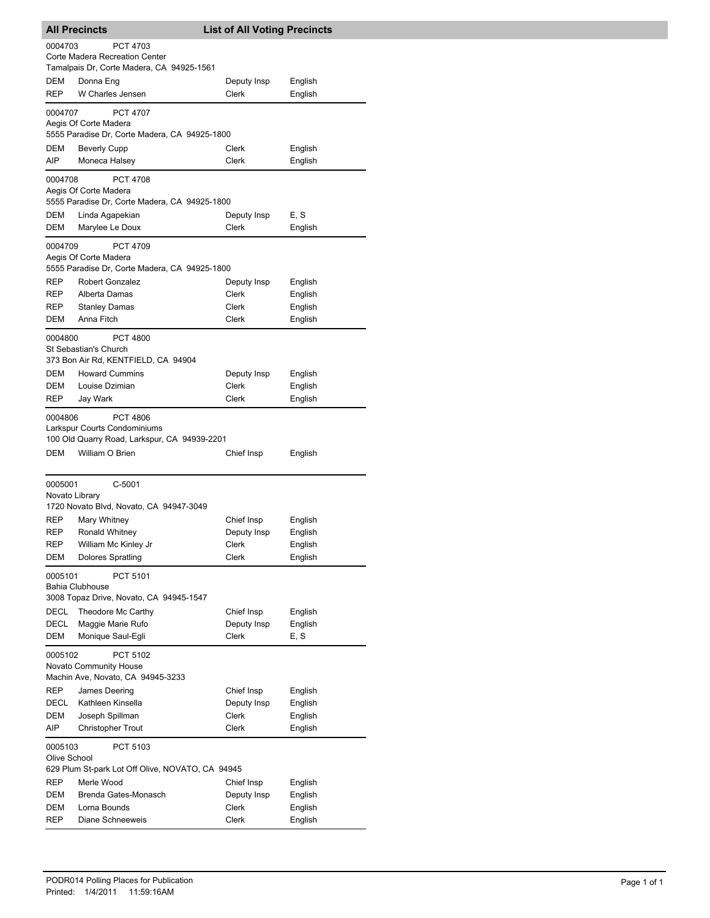## All Precincts — List of All Voting Precincts

0004703 PCT 4703
Corte Madera Recreation Center
Tamalpais Dr, Corte Madera, CA 94925-1561

| | | | |
|---|---|---|---|
| DEM | Donna Eng | Deputy Insp | English |
| REP | W Charles Jensen | Clerk | English |

0004707 PCT 4707
Aegis Of Corte Madera
5555 Paradise Dr, Corte Madera, CA 94925-1800

| | | | |
|---|---|---|---|
| DEM | Beverly Cupp | Clerk | English |
| AIP | Moneca Halsey | Clerk | English |

0004708 PCT 4708
Aegis Of Corte Madera
5555 Paradise Dr, Corte Madera, CA 94925-1800

| | | | |
|---|---|---|---|
| DEM | Linda Agapekian | Deputy Insp | E, S |
| DEM | Marylee Le Doux | Clerk | English |

0004709 PCT 4709
Aegis Of Corte Madera
5555 Paradise Dr, Corte Madera, CA 94925-1800

| | | | |
|---|---|---|---|
| REP | Robert Gonzalez | Deputy Insp | English |
| REP | Alberta Damas | Clerk | English |
| REP | Stanley Damas | Clerk | English |
| DEM | Anna Fitch | Clerk | English |

0004800 PCT 4800
St Sebastian's Church
373 Bon Air Rd, KENTFIELD, CA 94904

| | | | |
|---|---|---|---|
| DEM | Howard Cummins | Deputy Insp | English |
| DEM | Louise Dzimian | Clerk | English |
| REP | Jay Wark | Clerk | English |

0004806 PCT 4806
Larkspur Courts Condominiums
100 Old Quarry Road, Larkspur, CA 94939-2201

| | | | |
|---|---|---|---|
| DEM | William O Brien | Chief Insp | English |

0005001 C-5001
Novato Library
1720 Novato Blvd, Novato, CA 94947-3049

| | | | |
|---|---|---|---|
| REP | Mary Whitney | Chief Insp | English |
| REP | Ronald Whitney | Deputy Insp | English |
| REP | William Mc Kinley Jr | Clerk | English |
| DEM | Dolores Spratling | Clerk | English |

0005101 PCT 5101
Bahia Clubhouse
3008 Topaz Drive, Novato, CA 94945-1547

| | | | |
|---|---|---|---|
| DECL | Theodore Mc Carthy | Chief Insp | English |
| DECL | Maggie Marie Rufo | Deputy Insp | English |
| DEM | Monique Saul-Egli | Clerk | E, S |

0005102 PCT 5102
Novato Community House
Machin Ave, Novato, CA 94945-3233

| | | | |
|---|---|---|---|
| REP | James Deering | Chief Insp | English |
| DECL | Kathleen Kinsella | Deputy Insp | English |
| DEM | Joseph Spillman | Clerk | English |
| AIP | Christopher Trout | Clerk | English |

0005103 PCT 5103
Olive School
629 Plum St-park Lot Off Olive, NOVATO, CA 94945

| | | | |
|---|---|---|---|
| REP | Merle Wood | Chief Insp | English |
| DEM | Brenda Gates-Monasch | Deputy Insp | English |
| DEM | Lorna Bounds | Clerk | English |
| REP | Diane Schneeweis | Clerk | English |

PODR014 Polling Places for Publication
Printed: 1/4/2011 11:59:16AM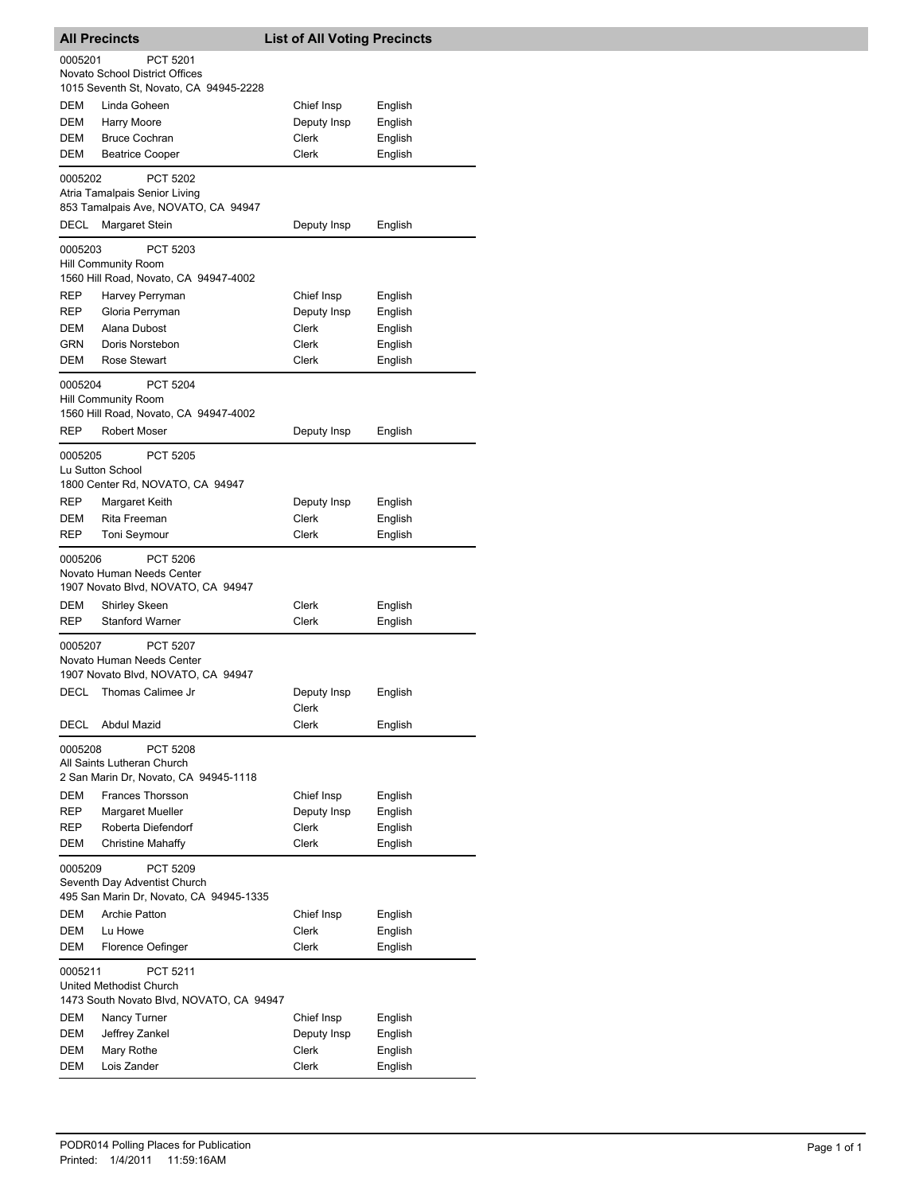## All Precincts — List of All Voting Precincts

**0005201 — PCT 5201**
Novato School District Offices
1015 Seventh St, Novato, CA 94945-2228

| Party | Name | Position | Language |
|---|---|---|---|
| DEM | Linda Goheen | Chief Insp | English |
| DEM | Harry Moore | Deputy Insp | English |
| DEM | Bruce Cochran | Clerk | English |
| DEM | Beatrice Cooper | Clerk | English |

**0005202 — PCT 5202**
Atria Tamalpais Senior Living
853 Tamalpais Ave, NOVATO, CA 94947

| Party | Name | Position | Language |
|---|---|---|---|
| DECL | Margaret Stein | Deputy Insp | English |

**0005203 — PCT 5203**
Hill Community Room
1560 Hill Road, Novato, CA 94947-4002

| Party | Name | Position | Language |
|---|---|---|---|
| REP | Harvey Perryman | Chief Insp | English |
| REP | Gloria Perryman | Deputy Insp | English |
| DEM | Alana Dubost | Clerk | English |
| GRN | Doris Norstebon | Clerk | English |
| DEM | Rose Stewart | Clerk | English |

**0005204 — PCT 5204**
Hill Community Room
1560 Hill Road, Novato, CA 94947-4002

| Party | Name | Position | Language |
|---|---|---|---|
| REP | Robert Moser | Deputy Insp | English |

**0005205 — PCT 5205**
Lu Sutton School
1800 Center Rd, NOVATO, CA 94947

| Party | Name | Position | Language |
|---|---|---|---|
| REP | Margaret Keith | Deputy Insp | English |
| DEM | Rita Freeman | Clerk | English |
| REP | Toni Seymour | Clerk | English |

**0005206 — PCT 5206**
Novato Human Needs Center
1907 Novato Blvd, NOVATO, CA 94947

| Party | Name | Position | Language |
|---|---|---|---|
| DEM | Shirley Skeen | Clerk | English |
| REP | Stanford Warner | Clerk | English |

**0005207 — PCT 5207**
Novato Human Needs Center
1907 Novato Blvd, NOVATO, CA 94947

| Party | Name | Position | Language |
|---|---|---|---|
| DECL | Thomas Calimee Jr | Deputy Insp<br>Clerk | English |
| DECL | Abdul Mazid | Clerk | English |

**0005208 — PCT 5208**
All Saints Lutheran Church
2 San Marin Dr, Novato, CA 94945-1118

| Party | Name | Position | Language |
|---|---|---|---|
| DEM | Frances Thorsson | Chief Insp | English |
| REP | Margaret Mueller | Deputy Insp | English |
| REP | Roberta Diefendorf | Clerk | English |
| DEM | Christine Mahaffy | Clerk | English |

**0005209 — PCT 5209**
Seventh Day Adventist Church
495 San Marin Dr, Novato, CA 94945-1335

| Party | Name | Position | Language |
|---|---|---|---|
| DEM | Archie Patton | Chief Insp | English |
| DEM | Lu Howe | Clerk | English |
| DEM | Florence Oefinger | Clerk | English |

**0005211 — PCT 5211**
United Methodist Church
1473 South Novato Blvd, NOVATO, CA 94947

| Party | Name | Position | Language |
|---|---|---|---|
| DEM | Nancy Turner | Chief Insp | English |
| DEM | Jeffrey Zankel | Deputy Insp | English |
| DEM | Mary Rothe | Clerk | English |
| DEM | Lois Zander | Clerk | English |

PODR014 Polling Places for Publication
Printed: 1/4/2011 11:59:16AM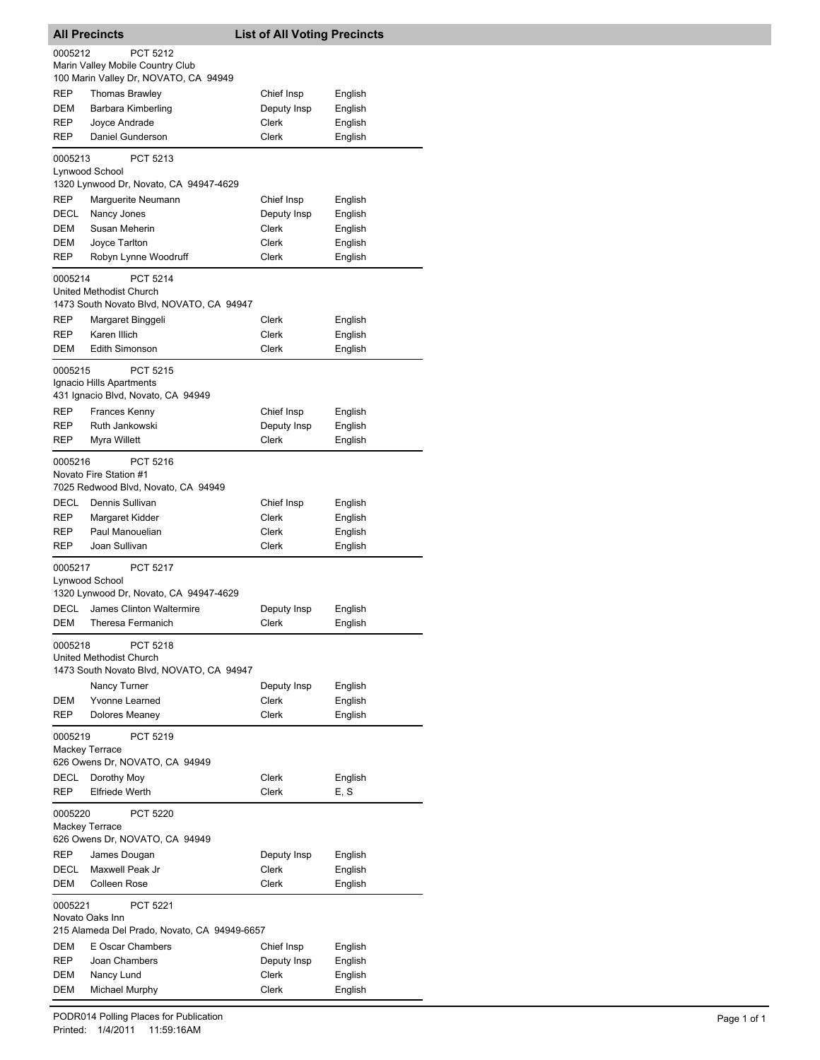## All Precincts — List of All Voting Precincts

**0005212 — PCT 5212**
Marin Valley Mobile Country Club
100 Marin Valley Dr, NOVATO, CA 94949

| Party | Name | Position | Language |
|---|---|---|---|
| REP | Thomas Brawley | Chief Insp | English |
| DEM | Barbara Kimberling | Deputy Insp | English |
| REP | Joyce Andrade | Clerk | English |
| REP | Daniel Gunderson | Clerk | English |

**0005213 — PCT 5213**
Lynwood School
1320 Lynwood Dr, Novato, CA 94947-4629

| Party | Name | Position | Language |
|---|---|---|---|
| REP | Marguerite Neumann | Chief Insp | English |
| DECL | Nancy Jones | Deputy Insp | English |
| DEM | Susan Meherin | Clerk | English |
| DEM | Joyce Tarlton | Clerk | English |
| REP | Robyn Lynne Woodruff | Clerk | English |

**0005214 — PCT 5214**
United Methodist Church
1473 South Novato Blvd, NOVATO, CA 94947

| Party | Name | Position | Language |
|---|---|---|---|
| REP | Margaret Binggeli | Clerk | English |
| REP | Karen Illich | Clerk | English |
| DEM | Edith Simonson | Clerk | English |

**0005215 — PCT 5215**
Ignacio Hills Apartments
431 Ignacio Blvd, Novato, CA 94949

| Party | Name | Position | Language |
|---|---|---|---|
| REP | Frances Kenny | Chief Insp | English |
| REP | Ruth Jankowski | Deputy Insp | English |
| REP | Myra Willett | Clerk | English |

**0005216 — PCT 5216**
Novato Fire Station #1
7025 Redwood Blvd, Novato, CA 94949

| Party | Name | Position | Language |
|---|---|---|---|
| DECL | Dennis Sullivan | Chief Insp | English |
| REP | Margaret Kidder | Clerk | English |
| REP | Paul Manouelian | Clerk | English |
| REP | Joan Sullivan | Clerk | English |

**0005217 — PCT 5217**
Lynwood School
1320 Lynwood Dr, Novato, CA 94947-4629

| Party | Name | Position | Language |
|---|---|---|---|
| DECL | James Clinton Waltermire | Deputy Insp | English |
| DEM | Theresa Fermanich | Clerk | English |

**0005218 — PCT 5218**
United Methodist Church
1473 South Novato Blvd, NOVATO, CA 94947

| Party | Name | Position | Language |
|---|---|---|---|
| | Nancy Turner | Deputy Insp | English |
| DEM | Yvonne Learned | Clerk | English |
| REP | Dolores Meaney | Clerk | English |

**0005219 — PCT 5219**
Mackey Terrace
626 Owens Dr, NOVATO, CA 94949

| Party | Name | Position | Language |
|---|---|---|---|
| DECL | Dorothy Moy | Clerk | English |
| REP | Elfriede Werth | Clerk | E, S |

**0005220 — PCT 5220**
Mackey Terrace
626 Owens Dr, NOVATO, CA 94949

| Party | Name | Position | Language |
|---|---|---|---|
| REP | James Dougan | Deputy Insp | English |
| DECL | Maxwell Peak Jr | Clerk | English |
| DEM | Colleen Rose | Clerk | English |

**0005221 — PCT 5221**
Novato Oaks Inn
215 Alameda Del Prado, Novato, CA 94949-6657

| Party | Name | Position | Language |
|---|---|---|---|
| DEM | E Oscar Chambers | Chief Insp | English |
| REP | Joan Chambers | Deputy Insp | English |
| DEM | Nancy Lund | Clerk | English |
| DEM | Michael Murphy | Clerk | English |

PODR014 Polling Places for Publication
Printed: 1/4/2011 11:59:16AM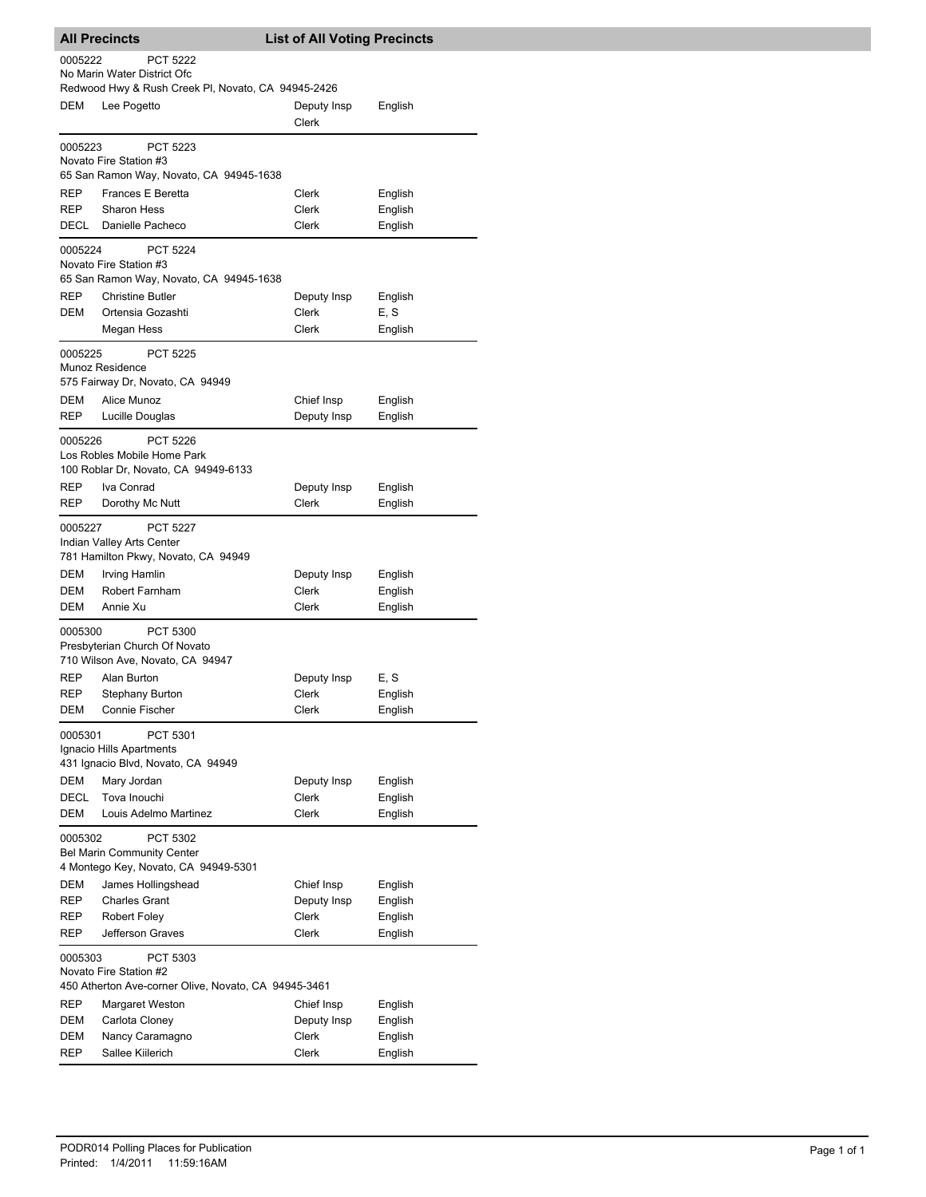## All Precincts — List of All Voting Precincts

**0005222 — PCT 5222**
No Marin Water District Ofc
Redwood Hwy & Rush Creek Pl, Novato, CA 94945-2426

| Party | Name | Position | Language |
|---|---|---|---|
| DEM | Lee Pogetto | Deputy Insp | English |
| | | Clerk | |

**0005223 — PCT 5223**
Novato Fire Station #3
65 San Ramon Way, Novato, CA 94945-1638

| Party | Name | Position | Language |
|---|---|---|---|
| REP | Frances E Beretta | Clerk | English |
| REP | Sharon Hess | Clerk | English |
| DECL | Danielle Pacheco | Clerk | English |

**0005224 — PCT 5224**
Novato Fire Station #3
65 San Ramon Way, Novato, CA 94945-1638

| Party | Name | Position | Language |
|---|---|---|---|
| REP | Christine Butler | Deputy Insp | English |
| DEM | Ortensia Gozashti | Clerk | E, S |
| | Megan Hess | Clerk | English |

**0005225 — PCT 5225**
Munoz Residence
575 Fairway Dr, Novato, CA 94949

| Party | Name | Position | Language |
|---|---|---|---|
| DEM | Alice Munoz | Chief Insp | English |
| REP | Lucille Douglas | Deputy Insp | English |

**0005226 — PCT 5226**
Los Robles Mobile Home Park
100 Roblar Dr, Novato, CA 94949-6133

| Party | Name | Position | Language |
|---|---|---|---|
| REP | Iva Conrad | Deputy Insp | English |
| REP | Dorothy Mc Nutt | Clerk | English |

**0005227 — PCT 5227**
Indian Valley Arts Center
781 Hamilton Pkwy, Novato, CA 94949

| Party | Name | Position | Language |
|---|---|---|---|
| DEM | Irving Hamlin | Deputy Insp | English |
| DEM | Robert Farnham | Clerk | English |
| DEM | Annie Xu | Clerk | English |

**0005300 — PCT 5300**
Presbyterian Church Of Novato
710 Wilson Ave, Novato, CA 94947

| Party | Name | Position | Language |
|---|---|---|---|
| REP | Alan Burton | Deputy Insp | E, S |
| REP | Stephany Burton | Clerk | English |
| DEM | Connie Fischer | Clerk | English |

**0005301 — PCT 5301**
Ignacio Hills Apartments
431 Ignacio Blvd, Novato, CA 94949

| Party | Name | Position | Language |
|---|---|---|---|
| DEM | Mary Jordan | Deputy Insp | English |
| DECL | Tova Inouchi | Clerk | English |
| DEM | Louis Adelmo Martinez | Clerk | English |

**0005302 — PCT 5302**
Bel Marin Community Center
4 Montego Key, Novato, CA 94949-5301

| Party | Name | Position | Language |
|---|---|---|---|
| DEM | James Hollingshead | Chief Insp | English |
| REP | Charles Grant | Deputy Insp | English |
| REP | Robert Foley | Clerk | English |
| REP | Jefferson Graves | Clerk | English |

**0005303 — PCT 5303**
Novato Fire Station #2
450 Atherton Ave-corner Olive, Novato, CA 94945-3461

| Party | Name | Position | Language |
|---|---|---|---|
| REP | Margaret Weston | Chief Insp | English |
| DEM | Carlota Cloney | Deputy Insp | English |
| DEM | Nancy Caramagno | Clerk | English |
| REP | Sallee Kiilerich | Clerk | English |

PODR014 Polling Places for Publication
Printed: 1/4/2011 11:59:16AM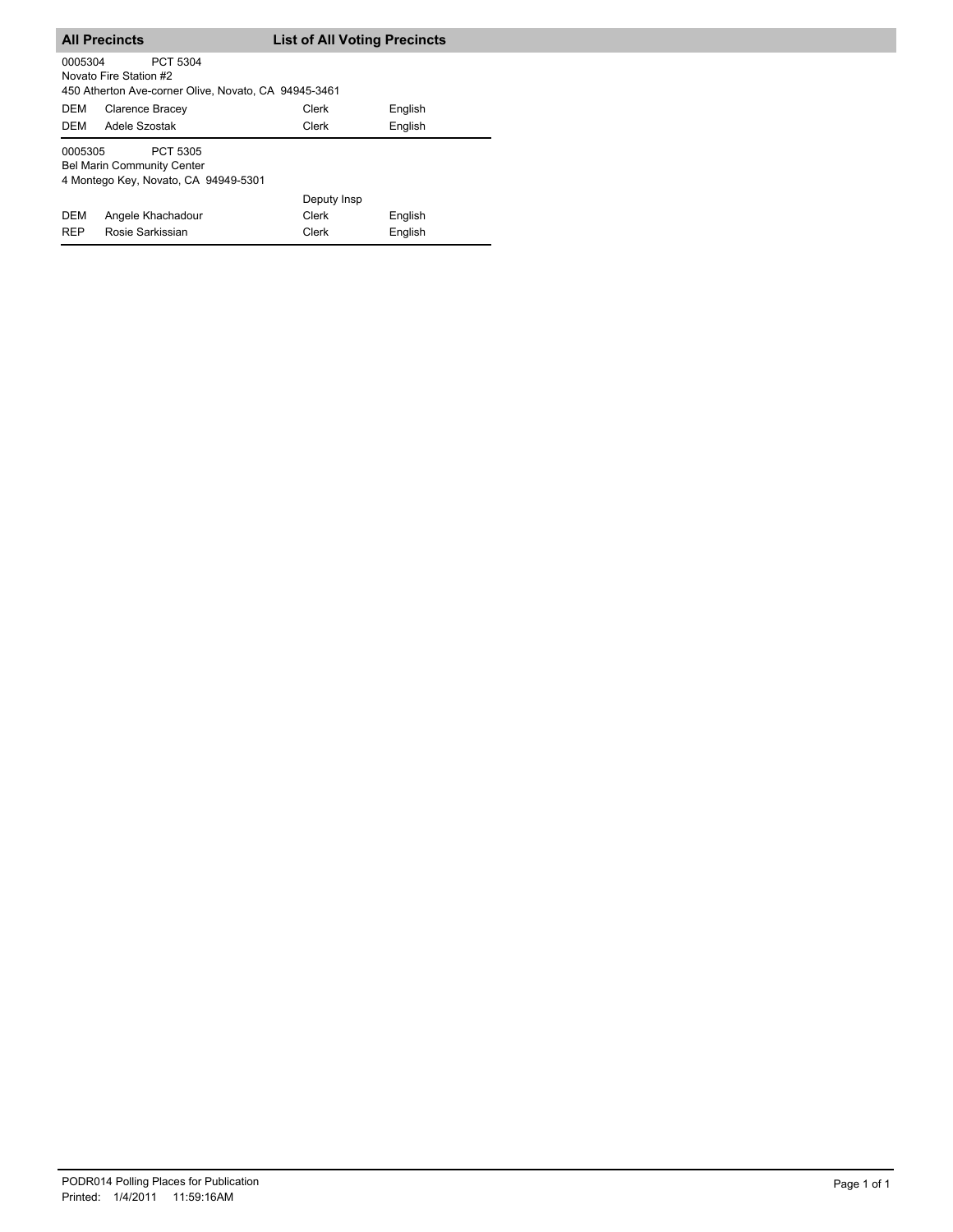## All Precincts — List of All Voting Precincts

0005304 PCT 5304
Novato Fire Station #2
450 Atherton Ave-corner Olive, Novato, CA 94945-3461

| | | | |
|---|---|---|---|
| DEM | Clarence Bracey | Clerk | English |
| DEM | Adele Szostak | Clerk | English |

0005305 PCT 5305
Bel Marin Community Center
4 Montego Key, Novato, CA 94949-5301

| | | | |
|---|---|---|---|
| | | Deputy Insp | |
| DEM | Angele Khachadour | Clerk | English |
| REP | Rosie Sarkissian | Clerk | English |

PODR014 Polling Places for Publication
Printed: 1/4/2011 11:59:16AM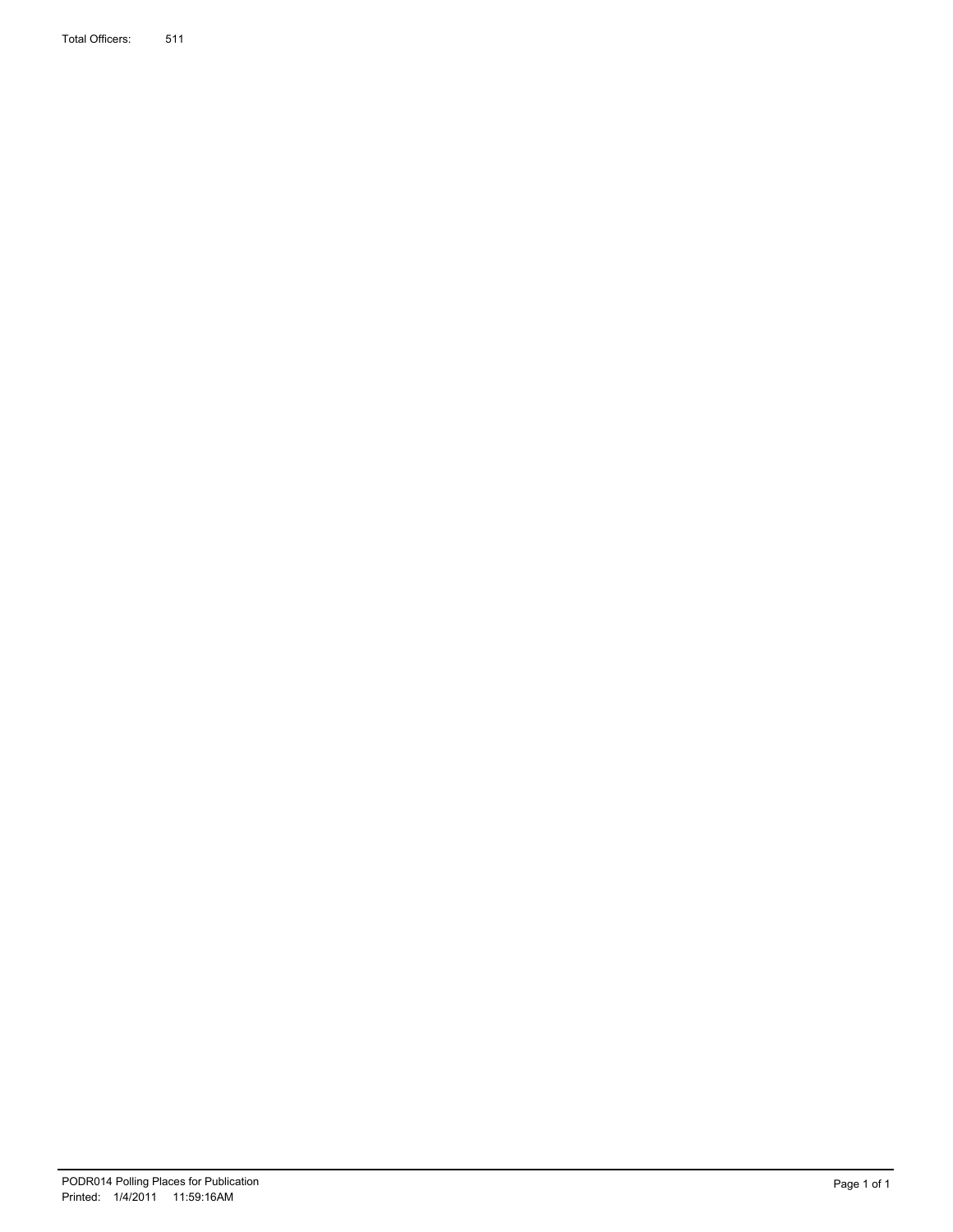Total Officers: 511